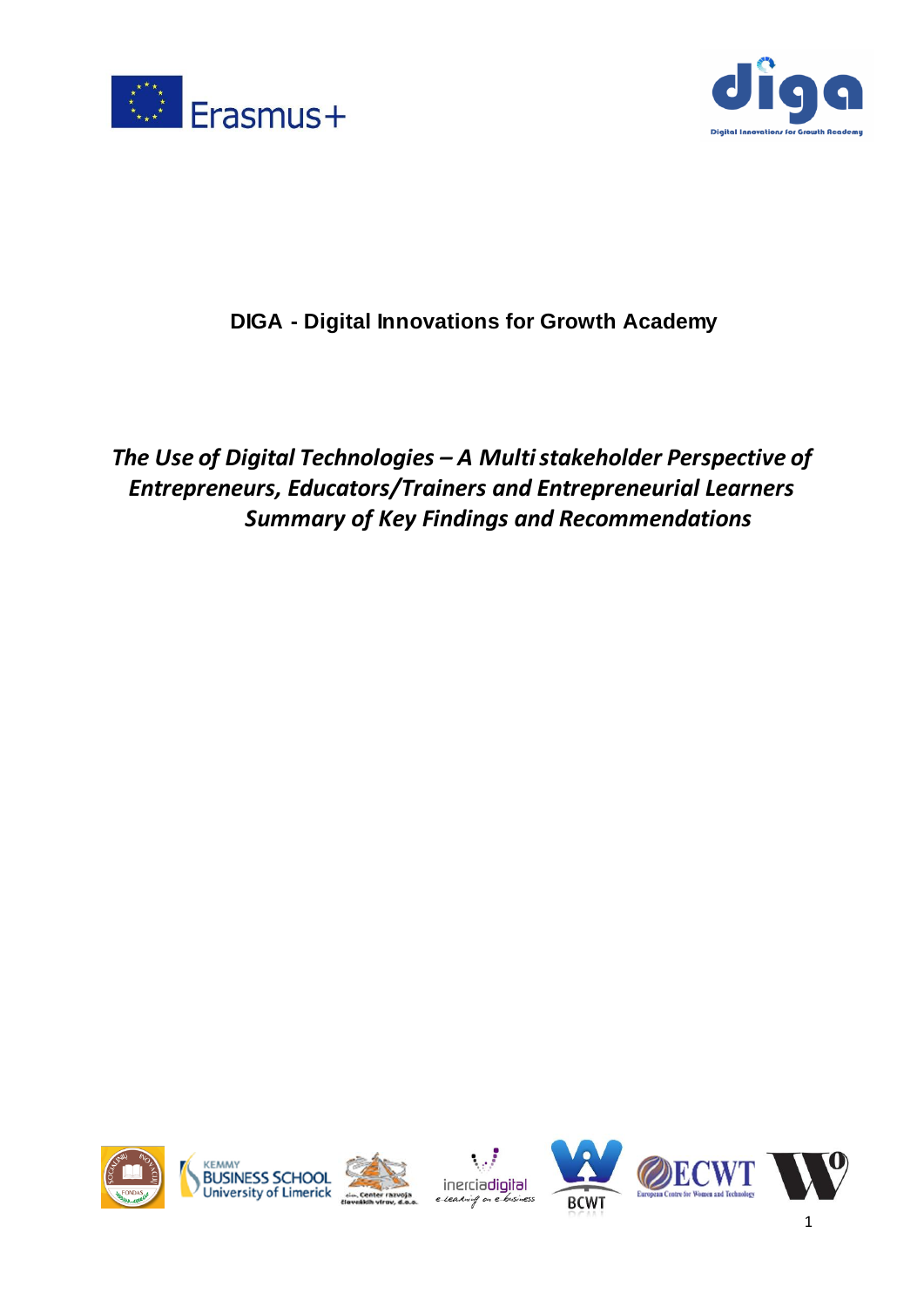**DIGA - Digital Innovations for Growth Academy**

# *The Use of Digital Technologies – A Multi stakeholder Perspective of Entrepreneurs, Educators/Trainers and Entrepreneurial Learners Summary of Key Findings and Recommendations*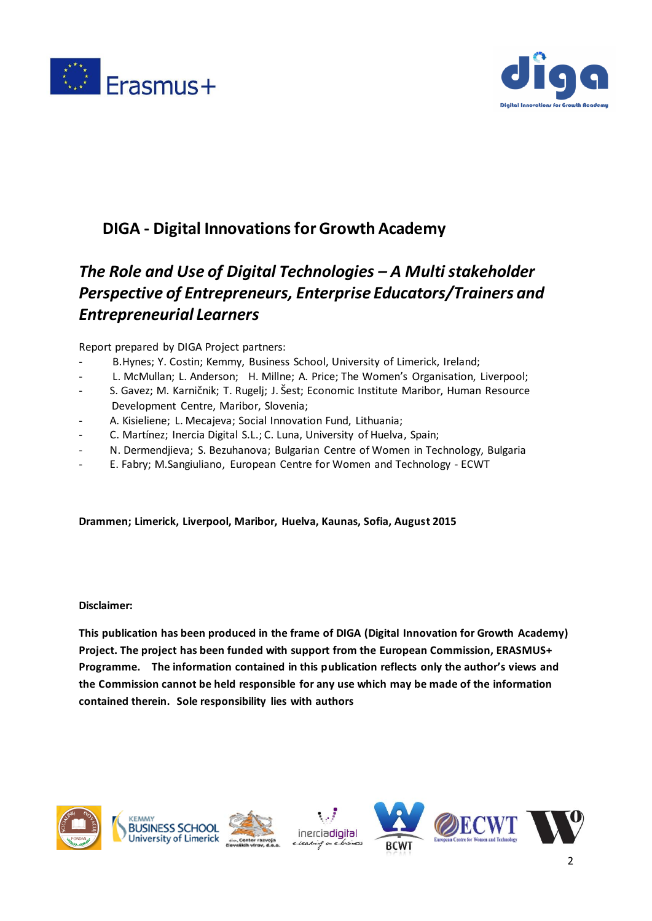# DIGA - Digital Innovations for Growth Academy

## *The Role and Use of Digital Technologies – A Multi stakeholder Perspective of Entrepreneurs, Enterprise Educators/Trainers and Entrepreneurial Learners*

Report prepared by DIGA Project partners:

- B.Hynes; Y. Costin; Kemmy, Business School, University of Limerick, Ireland;
- L. McMullan; L. Anderson; H. Millne; A. Price; The Women's Organisation, Liverpool;
- S. Gavez; M. Karničnik; T. Rugelj; J. Šest; Economic Institute Maribor, Human Resource Development Centre, Maribor, Slovenia;
- A. Kisieliene; L. Mecajeva; Social Innovation Fund, Lithuania;
- C. Martínez; Inercia Digital S.L.; C. Luna, University of Huelva, Spain;
- N. Dermendjieva; S. Bezuhanova; Bulgarian Centre of Women in Technology, Bulgaria
- E. Fabry; M.Sangiuliano, European Centre for Women and Technology - ECWT

**Drammen; Limerick, Liverpool, Maribor, Huelva, Kaunas, Sofia, August 2015**

**Disclaimer:**

**This publication has been produced in the frame of DIGA (Digital Innovation for Growth Academy) Project. The project has been funded with support from the European Commission, ERASMUS+ Programme. The information contained in this publication reflects only the author's views and the Commission cannot be held responsible for any use which may be made of the information contained therein. Sole responsibility lies with authors**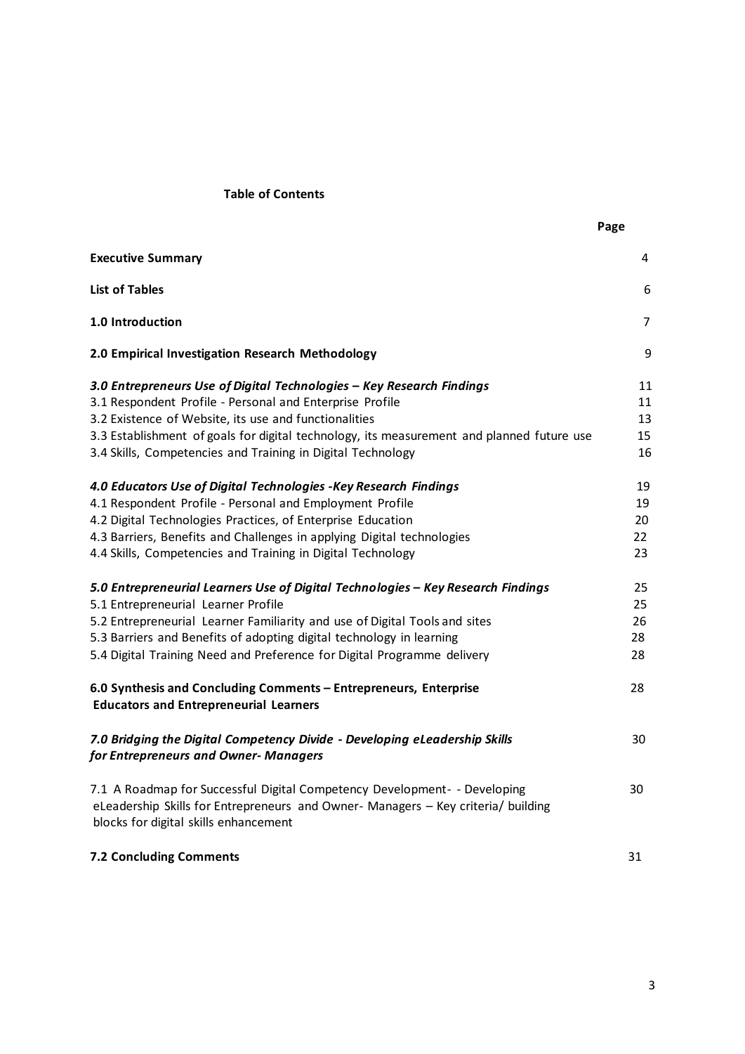## Table of Contents

| | Page |
|---|---|
| **Executive Summary** | 4 |
| **List of Tables** | 6 |
| **1.0 Introduction** | 7 |
| **2.0 Empirical Investigation Research Methodology** | 9 |
| ***3.0 Entrepreneurs Use of Digital Technologies – Key Research Findings*** | 11 |
| 3.1 Respondent Profile - Personal and Enterprise Profile | 11 |
| 3.2 Existence of Website, its use and functionalities | 13 |
| 3.3 Establishment of goals for digital technology, its measurement and planned future use | 15 |
| 3.4 Skills, Competencies and Training in Digital Technology | 16 |
| ***4.0 Educators Use of Digital Technologies -Key Research Findings*** | 19 |
| 4.1 Respondent Profile - Personal and Employment Profile | 19 |
| 4.2 Digital Technologies Practices, of Enterprise Education | 20 |
| 4.3 Barriers, Benefits and Challenges in applying Digital technologies | 22 |
| 4.4 Skills, Competencies and Training in Digital Technology | 23 |
| ***5.0 Entrepreneurial Learners Use of Digital Technologies – Key Research Findings*** | 25 |
| 5.1 Entrepreneurial Learner Profile | 25 |
| 5.2 Entrepreneurial Learner Familiarity and use of Digital Tools and sites | 26 |
| 5.3 Barriers and Benefits of adopting digital technology in learning | 28 |
| 5.4 Digital Training Need and Preference for Digital Programme delivery | 28 |
| **6.0 Synthesis and Concluding Comments – Entrepreneurs, Enterprise Educators and Entrepreneurial Learners** | 28 |
| ***7.0 Bridging the Digital Competency Divide - Developing eLeadership Skills for Entrepreneurs and Owner- Managers*** | 30 |
| 7.1 A Roadmap for Successful Digital Competency Development- - Developing eLeadership Skills for Entrepreneurs and Owner- Managers – Key criteria/ building blocks for digital skills enhancement | 30 |
| **7.2 Concluding Comments** | 31 |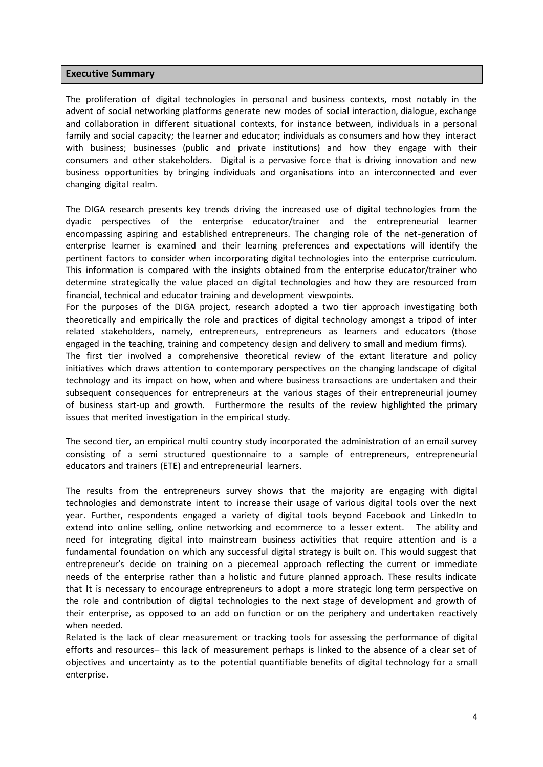## Executive Summary

The proliferation of digital technologies in personal and business contexts, most notably in the advent of social networking platforms generate new modes of social interaction, dialogue, exchange and collaboration in different situational contexts, for instance between, individuals in a personal family and social capacity; the learner and educator; individuals as consumers and how they interact with business; businesses (public and private institutions) and how they engage with their consumers and other stakeholders. Digital is a pervasive force that is driving innovation and new business opportunities by bringing individuals and organisations into an interconnected and ever changing digital realm.

The DIGA research presents key trends driving the increased use of digital technologies from the dyadic perspectives of the enterprise educator/trainer and the entrepreneurial learner encompassing aspiring and established entrepreneurs. The changing role of the net-generation of enterprise learner is examined and their learning preferences and expectations will identify the pertinent factors to consider when incorporating digital technologies into the enterprise curriculum. This information is compared with the insights obtained from the enterprise educator/trainer who determine strategically the value placed on digital technologies and how they are resourced from financial, technical and educator training and development viewpoints.

For the purposes of the DIGA project, research adopted a two tier approach investigating both theoretically and empirically the role and practices of digital technology amongst a tripod of inter related stakeholders, namely, entrepreneurs, entrepreneurs as learners and educators (those engaged in the teaching, training and competency design and delivery to small and medium firms).

The first tier involved a comprehensive theoretical review of the extant literature and policy initiatives which draws attention to contemporary perspectives on the changing landscape of digital technology and its impact on how, when and where business transactions are undertaken and their subsequent consequences for entrepreneurs at the various stages of their entrepreneurial journey of business start-up and growth. Furthermore the results of the review highlighted the primary issues that merited investigation in the empirical study.

The second tier, an empirical multi country study incorporated the administration of an email survey consisting of a semi structured questionnaire to a sample of entrepreneurs, entrepreneurial educators and trainers (ETE) and entrepreneurial learners.

The results from the entrepreneurs survey shows that the majority are engaging with digital technologies and demonstrate intent to increase their usage of various digital tools over the next year. Further, respondents engaged a variety of digital tools beyond Facebook and LinkedIn to extend into online selling, online networking and ecommerce to a lesser extent. The ability and need for integrating digital into mainstream business activities that require attention and is a fundamental foundation on which any successful digital strategy is built on. This would suggest that entrepreneur's decide on training on a piecemeal approach reflecting the current or immediate needs of the enterprise rather than a holistic and future planned approach. These results indicate that It is necessary to encourage entrepreneurs to adopt a more strategic long term perspective on the role and contribution of digital technologies to the next stage of development and growth of their enterprise, as opposed to an add on function or on the periphery and undertaken reactively when needed.

Related is the lack of clear measurement or tracking tools for assessing the performance of digital efforts and resources– this lack of measurement perhaps is linked to the absence of a clear set of objectives and uncertainty as to the potential quantifiable benefits of digital technology for a small enterprise.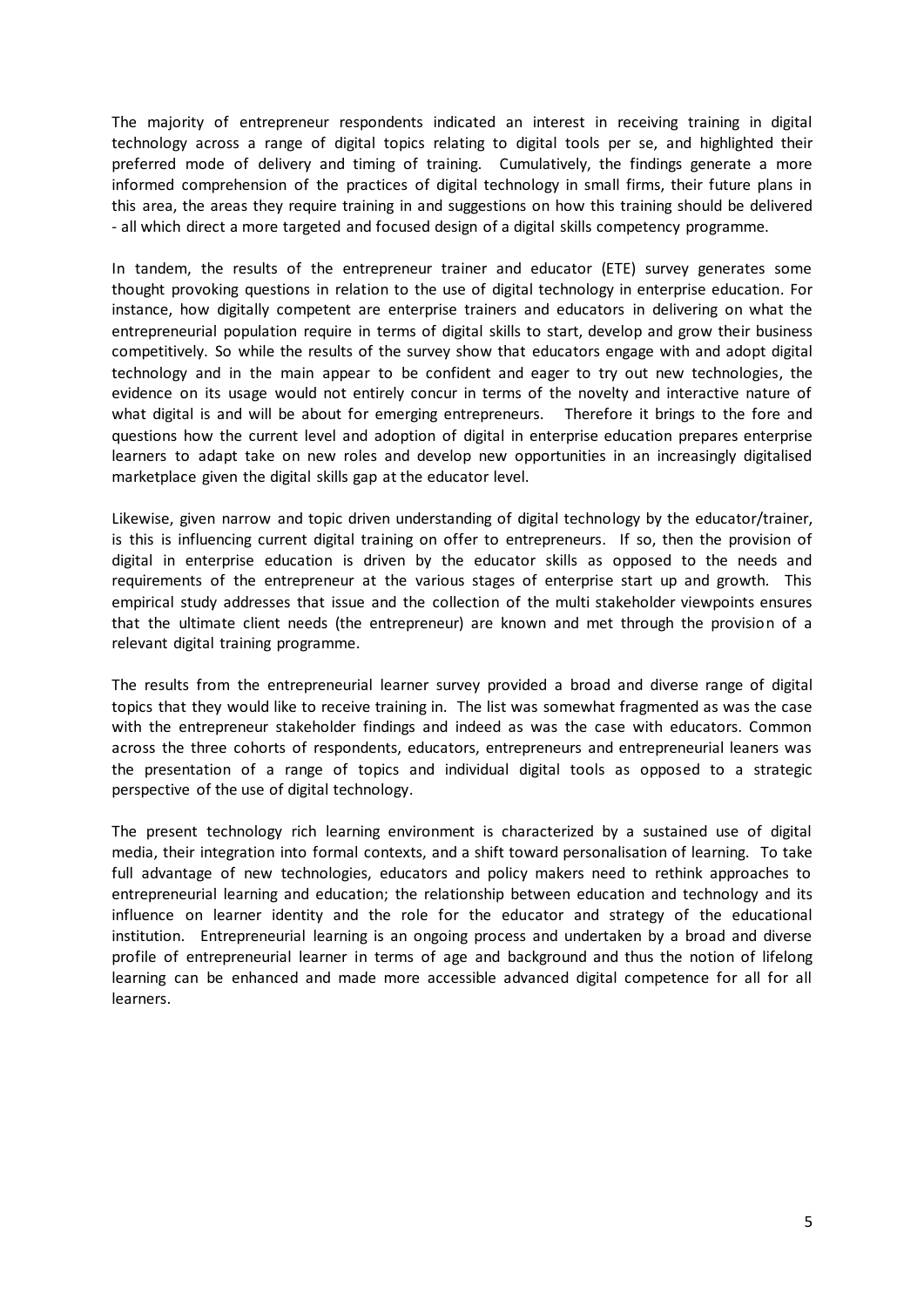The majority of entrepreneur respondents indicated an interest in receiving training in digital technology across a range of digital topics relating to digital tools per se, and highlighted their preferred mode of delivery and timing of training. Cumulatively, the findings generate a more informed comprehension of the practices of digital technology in small firms, their future plans in this area, the areas they require training in and suggestions on how this training should be delivered - all which direct a more targeted and focused design of a digital skills competency programme.

In tandem, the results of the entrepreneur trainer and educator (ETE) survey generates some thought provoking questions in relation to the use of digital technology in enterprise education. For instance, how digitally competent are enterprise trainers and educators in delivering on what the entrepreneurial population require in terms of digital skills to start, develop and grow their business competitively. So while the results of the survey show that educators engage with and adopt digital technology and in the main appear to be confident and eager to try out new technologies, the evidence on its usage would not entirely concur in terms of the novelty and interactive nature of what digital is and will be about for emerging entrepreneurs. Therefore it brings to the fore and questions how the current level and adoption of digital in enterprise education prepares enterprise learners to adapt take on new roles and develop new opportunities in an increasingly digitalised marketplace given the digital skills gap at the educator level.

Likewise, given narrow and topic driven understanding of digital technology by the educator/trainer, is this is influencing current digital training on offer to entrepreneurs. If so, then the provision of digital in enterprise education is driven by the educator skills as opposed to the needs and requirements of the entrepreneur at the various stages of enterprise start up and growth. This empirical study addresses that issue and the collection of the multi stakeholder viewpoints ensures that the ultimate client needs (the entrepreneur) are known and met through the provision of a relevant digital training programme.

The results from the entrepreneurial learner survey provided a broad and diverse range of digital topics that they would like to receive training in. The list was somewhat fragmented as was the case with the entrepreneur stakeholder findings and indeed as was the case with educators. Common across the three cohorts of respondents, educators, entrepreneurs and entrepreneurial leaners was the presentation of a range of topics and individual digital tools as opposed to a strategic perspective of the use of digital technology.

The present technology rich learning environment is characterized by a sustained use of digital media, their integration into formal contexts, and a shift toward personalisation of learning. To take full advantage of new technologies, educators and policy makers need to rethink approaches to entrepreneurial learning and education; the relationship between education and technology and its influence on learner identity and the role for the educator and strategy of the educational institution. Entrepreneurial learning is an ongoing process and undertaken by a broad and diverse profile of entrepreneurial learner in terms of age and background and thus the notion of lifelong learning can be enhanced and made more accessible advanced digital competence for all for all learners.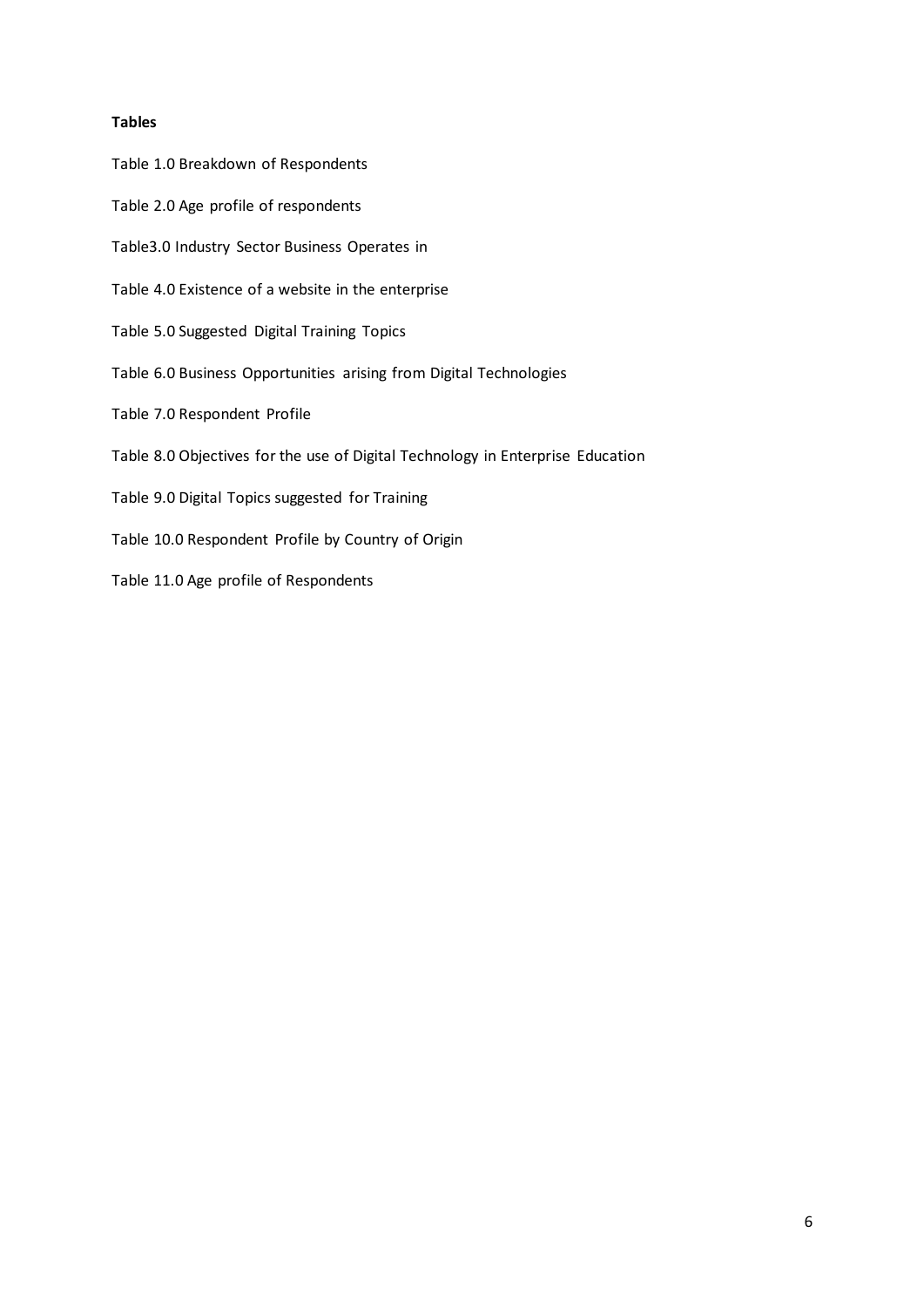**Tables**

Table 1.0 Breakdown of Respondents

Table 2.0 Age profile of respondents

Table3.0 Industry Sector Business Operates in

Table 4.0 Existence of a website in the enterprise

Table 5.0 Suggested Digital Training Topics

Table 6.0 Business Opportunities arising from Digital Technologies

Table 7.0 Respondent Profile

Table 8.0 Objectives for the use of Digital Technology in Enterprise Education

Table 9.0 Digital Topics suggested for Training

Table 10.0 Respondent Profile by Country of Origin

Table 11.0 Age profile of Respondents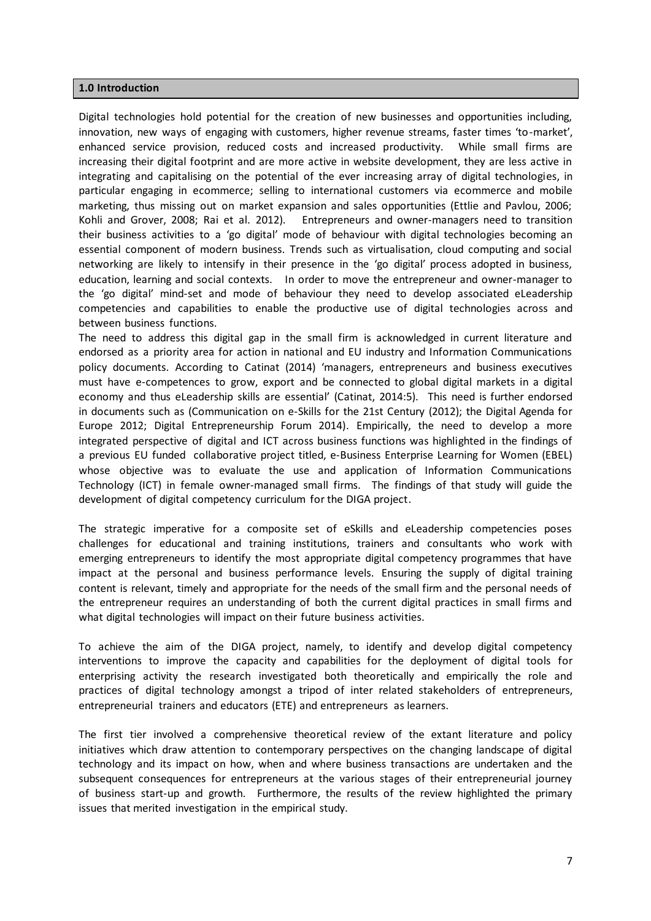## 1.0 Introduction

Digital technologies hold potential for the creation of new businesses and opportunities including, innovation, new ways of engaging with customers, higher revenue streams, faster times 'to-market', enhanced service provision, reduced costs and increased productivity. While small firms are increasing their digital footprint and are more active in website development, they are less active in integrating and capitalising on the potential of the ever increasing array of digital technologies, in particular engaging in ecommerce; selling to international customers via ecommerce and mobile marketing, thus missing out on market expansion and sales opportunities (Ettlie and Pavlou, 2006; Kohli and Grover, 2008; Rai et al. 2012). Entrepreneurs and owner-managers need to transition their business activities to a 'go digital' mode of behaviour with digital technologies becoming an essential component of modern business. Trends such as virtualisation, cloud computing and social networking are likely to intensify in their presence in the 'go digital' process adopted in business, education, learning and social contexts. In order to move the entrepreneur and owner-manager to the 'go digital' mind-set and mode of behaviour they need to develop associated eLeadership competencies and capabilities to enable the productive use of digital technologies across and between business functions.

The need to address this digital gap in the small firm is acknowledged in current literature and endorsed as a priority area for action in national and EU industry and Information Communications policy documents. According to Catinat (2014) 'managers, entrepreneurs and business executives must have e-competences to grow, export and be connected to global digital markets in a digital economy and thus eLeadership skills are essential' (Catinat, 2014:5). This need is further endorsed in documents such as (Communication on e-Skills for the 21st Century (2012); the Digital Agenda for Europe 2012; Digital Entrepreneurship Forum 2014). Empirically, the need to develop a more integrated perspective of digital and ICT across business functions was highlighted in the findings of a previous EU funded collaborative project titled, e-Business Enterprise Learning for Women (EBEL) whose objective was to evaluate the use and application of Information Communications Technology (ICT) in female owner-managed small firms. The findings of that study will guide the development of digital competency curriculum for the DIGA project.

The strategic imperative for a composite set of eSkills and eLeadership competencies poses challenges for educational and training institutions, trainers and consultants who work with emerging entrepreneurs to identify the most appropriate digital competency programmes that have impact at the personal and business performance levels. Ensuring the supply of digital training content is relevant, timely and appropriate for the needs of the small firm and the personal needs of the entrepreneur requires an understanding of both the current digital practices in small firms and what digital technologies will impact on their future business activities.

To achieve the aim of the DIGA project, namely, to identify and develop digital competency interventions to improve the capacity and capabilities for the deployment of digital tools for enterprising activity the research investigated both theoretically and empirically the role and practices of digital technology amongst a tripod of inter related stakeholders of entrepreneurs, entrepreneurial trainers and educators (ETE) and entrepreneurs as learners.

The first tier involved a comprehensive theoretical review of the extant literature and policy initiatives which draw attention to contemporary perspectives on the changing landscape of digital technology and its impact on how, when and where business transactions are undertaken and the subsequent consequences for entrepreneurs at the various stages of their entrepreneurial journey of business start-up and growth. Furthermore, the results of the review highlighted the primary issues that merited investigation in the empirical study.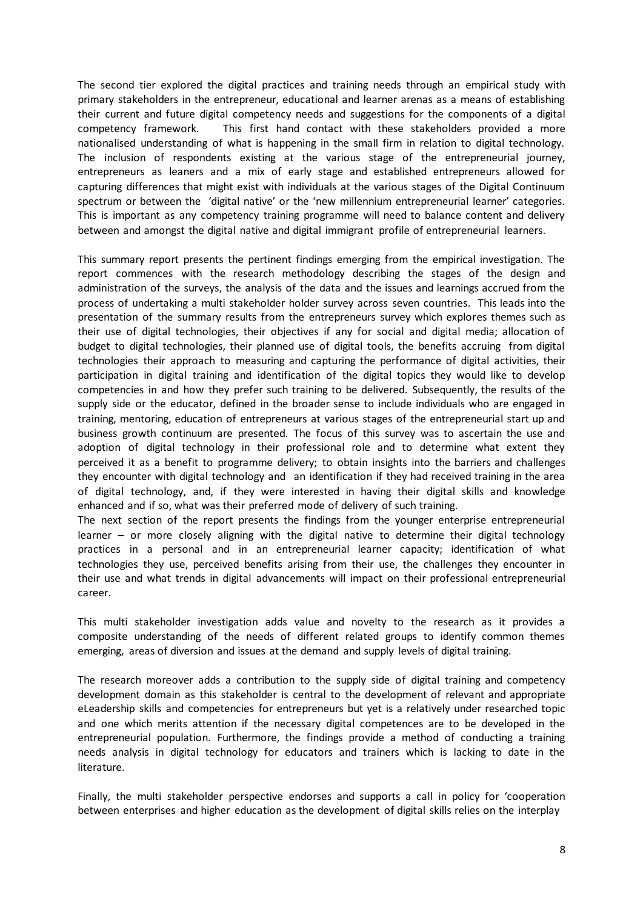The second tier explored the digital practices and training needs through an empirical study with primary stakeholders in the entrepreneur, educational and learner arenas as a means of establishing their current and future digital competency needs and suggestions for the components of a digital competency framework. This first hand contact with these stakeholders provided a more nationalised understanding of what is happening in the small firm in relation to digital technology. The inclusion of respondents existing at the various stage of the entrepreneurial journey, entrepreneurs as leaners and a mix of early stage and established entrepreneurs allowed for capturing differences that might exist with individuals at the various stages of the Digital Continuum spectrum or between the 'digital native' or the 'new millennium entrepreneurial learner' categories. This is important as any competency training programme will need to balance content and delivery between and amongst the digital native and digital immigrant profile of entrepreneurial learners.

This summary report presents the pertinent findings emerging from the empirical investigation. The report commences with the research methodology describing the stages of the design and administration of the surveys, the analysis of the data and the issues and learnings accrued from the process of undertaking a multi stakeholder holder survey across seven countries. This leads into the presentation of the summary results from the entrepreneurs survey which explores themes such as their use of digital technologies, their objectives if any for social and digital media; allocation of budget to digital technologies, their planned use of digital tools, the benefits accruing from digital technologies their approach to measuring and capturing the performance of digital activities, their participation in digital training and identification of the digital topics they would like to develop competencies in and how they prefer such training to be delivered. Subsequently, the results of the supply side or the educator, defined in the broader sense to include individuals who are engaged in training, mentoring, education of entrepreneurs at various stages of the entrepreneurial start up and business growth continuum are presented. The focus of this survey was to ascertain the use and adoption of digital technology in their professional role and to determine what extent they perceived it as a benefit to programme delivery; to obtain insights into the barriers and challenges they encounter with digital technology and an identification if they had received training in the area of digital technology, and, if they were interested in having their digital skills and knowledge enhanced and if so, what was their preferred mode of delivery of such training.
The next section of the report presents the findings from the younger enterprise entrepreneurial learner – or more closely aligning with the digital native to determine their digital technology practices in a personal and in an entrepreneurial learner capacity; identification of what technologies they use, perceived benefits arising from their use, the challenges they encounter in their use and what trends in digital advancements will impact on their professional entrepreneurial career.

This multi stakeholder investigation adds value and novelty to the research as it provides a composite understanding of the needs of different related groups to identify common themes emerging, areas of diversion and issues at the demand and supply levels of digital training.

The research moreover adds a contribution to the supply side of digital training and competency development domain as this stakeholder is central to the development of relevant and appropriate eLeadership skills and competencies for entrepreneurs but yet is a relatively under researched topic and one which merits attention if the necessary digital competences are to be developed in the entrepreneurial population. Furthermore, the findings provide a method of conducting a training needs analysis in digital technology for educators and trainers which is lacking to date in the literature.

Finally, the multi stakeholder perspective endorses and supports a call in policy for 'cooperation between enterprises and higher education as the development of digital skills relies on the interplay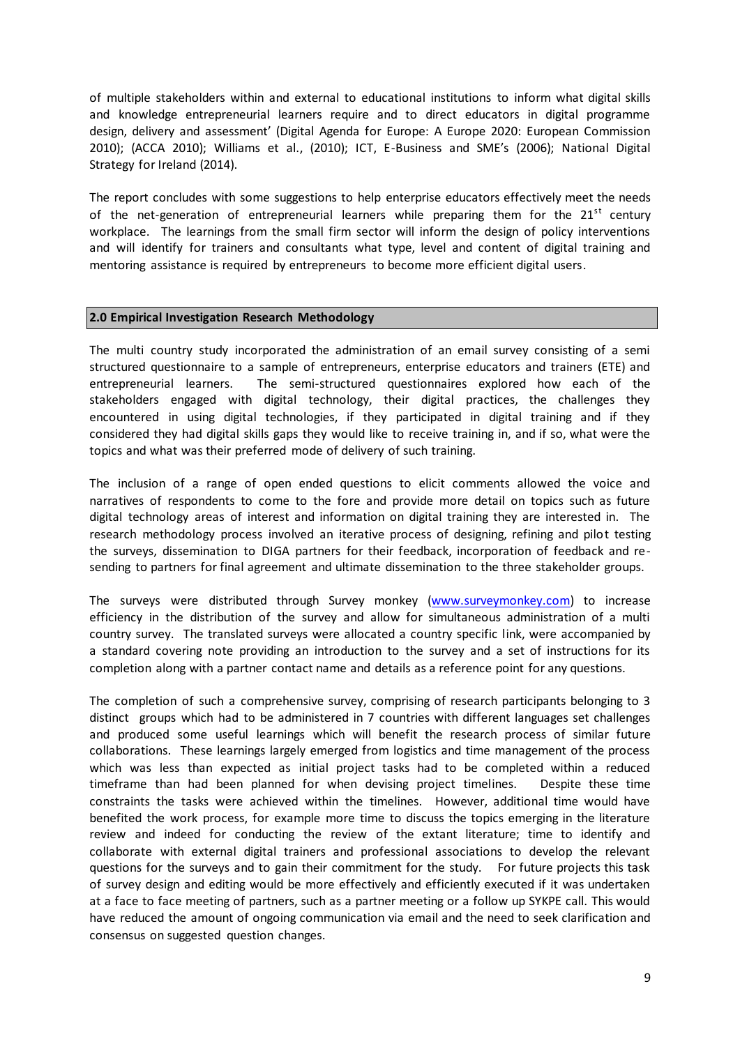of multiple stakeholders within and external to educational institutions to inform what digital skills and knowledge entrepreneurial learners require and to direct educators in digital programme design, delivery and assessment' (Digital Agenda for Europe: A Europe 2020: European Commission 2010); (ACCA 2010); Williams et al., (2010); ICT, E-Business and SME's (2006); National Digital Strategy for Ireland (2014).

The report concludes with some suggestions to help enterprise educators effectively meet the needs of the net-generation of entrepreneurial learners while preparing them for the 21st century workplace. The learnings from the small firm sector will inform the design of policy interventions and will identify for trainers and consultants what type, level and content of digital training and mentoring assistance is required by entrepreneurs to become more efficient digital users.

## 2.0 Empirical Investigation Research Methodology

The multi country study incorporated the administration of an email survey consisting of a semi structured questionnaire to a sample of entrepreneurs, enterprise educators and trainers (ETE) and entrepreneurial learners. The semi-structured questionnaires explored how each of the stakeholders engaged with digital technology, their digital practices, the challenges they encountered in using digital technologies, if they participated in digital training and if they considered they had digital skills gaps they would like to receive training in, and if so, what were the topics and what was their preferred mode of delivery of such training.

The inclusion of a range of open ended questions to elicit comments allowed the voice and narratives of respondents to come to the fore and provide more detail on topics such as future digital technology areas of interest and information on digital training they are interested in. The research methodology process involved an iterative process of designing, refining and pilot testing the surveys, dissemination to DIGA partners for their feedback, incorporation of feedback and re-sending to partners for final agreement and ultimate dissemination to the three stakeholder groups.

The surveys were distributed through Survey monkey (www.surveymonkey.com) to increase efficiency in the distribution of the survey and allow for simultaneous administration of a multi country survey. The translated surveys were allocated a country specific link, were accompanied by a standard covering note providing an introduction to the survey and a set of instructions for its completion along with a partner contact name and details as a reference point for any questions.

The completion of such a comprehensive survey, comprising of research participants belonging to 3 distinct groups which had to be administered in 7 countries with different languages set challenges and produced some useful learnings which will benefit the research process of similar future collaborations. These learnings largely emerged from logistics and time management of the process which was less than expected as initial project tasks had to be completed within a reduced timeframe than had been planned for when devising project timelines. Despite these time constraints the tasks were achieved within the timelines. However, additional time would have benefited the work process, for example more time to discuss the topics emerging in the literature review and indeed for conducting the review of the extant literature; time to identify and collaborate with external digital trainers and professional associations to develop the relevant questions for the surveys and to gain their commitment for the study. For future projects this task of survey design and editing would be more effectively and efficiently executed if it was undertaken at a face to face meeting of partners, such as a partner meeting or a follow up SYKPE call. This would have reduced the amount of ongoing communication via email and the need to seek clarification and consensus on suggested question changes.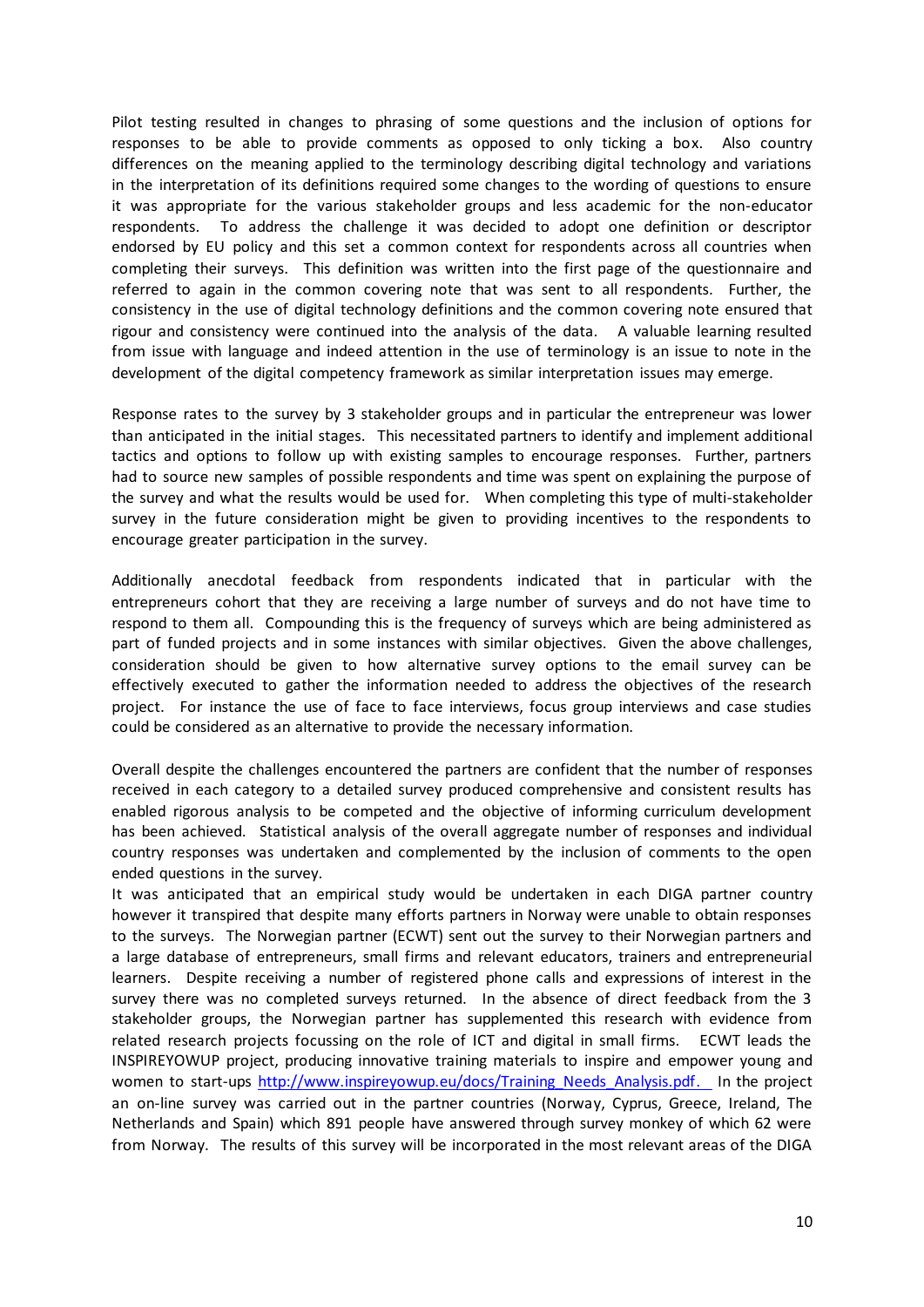Pilot testing resulted in changes to phrasing of some questions and the inclusion of options for responses to be able to provide comments as opposed to only ticking a box. Also country differences on the meaning applied to the terminology describing digital technology and variations in the interpretation of its definitions required some changes to the wording of questions to ensure it was appropriate for the various stakeholder groups and less academic for the non-educator respondents. To address the challenge it was decided to adopt one definition or descriptor endorsed by EU policy and this set a common context for respondents across all countries when completing their surveys. This definition was written into the first page of the questionnaire and referred to again in the common covering note that was sent to all respondents. Further, the consistency in the use of digital technology definitions and the common covering note ensured that rigour and consistency were continued into the analysis of the data. A valuable learning resulted from issue with language and indeed attention in the use of terminology is an issue to note in the development of the digital competency framework as similar interpretation issues may emerge.

Response rates to the survey by 3 stakeholder groups and in particular the entrepreneur was lower than anticipated in the initial stages. This necessitated partners to identify and implement additional tactics and options to follow up with existing samples to encourage responses. Further, partners had to source new samples of possible respondents and time was spent on explaining the purpose of the survey and what the results would be used for. When completing this type of multi-stakeholder survey in the future consideration might be given to providing incentives to the respondents to encourage greater participation in the survey.

Additionally anecdotal feedback from respondents indicated that in particular with the entrepreneurs cohort that they are receiving a large number of surveys and do not have time to respond to them all. Compounding this is the frequency of surveys which are being administered as part of funded projects and in some instances with similar objectives. Given the above challenges, consideration should be given to how alternative survey options to the email survey can be effectively executed to gather the information needed to address the objectives of the research project. For instance the use of face to face interviews, focus group interviews and case studies could be considered as an alternative to provide the necessary information.

Overall despite the challenges encountered the partners are confident that the number of responses received in each category to a detailed survey produced comprehensive and consistent results has enabled rigorous analysis to be competed and the objective of informing curriculum development has been achieved. Statistical analysis of the overall aggregate number of responses and individual country responses was undertaken and complemented by the inclusion of comments to the open ended questions in the survey.

It was anticipated that an empirical study would be undertaken in each DIGA partner country however it transpired that despite many efforts partners in Norway were unable to obtain responses to the surveys. The Norwegian partner (ECWT) sent out the survey to their Norwegian partners and a large database of entrepreneurs, small firms and relevant educators, trainers and entrepreneurial learners. Despite receiving a number of registered phone calls and expressions of interest in the survey there was no completed surveys returned. In the absence of direct feedback from the 3 stakeholder groups, the Norwegian partner has supplemented this research with evidence from related research projects focussing on the role of ICT and digital in small firms. ECWT leads the INSPIREYOWUP project, producing innovative training materials to inspire and empower young and women to start-ups http://www.inspireyowup.eu/docs/Training_Needs_Analysis.pdf. In the project an on-line survey was carried out in the partner countries (Norway, Cyprus, Greece, Ireland, The Netherlands and Spain) which 891 people have answered through survey monkey of which 62 were from Norway. The results of this survey will be incorporated in the most relevant areas of the DIGA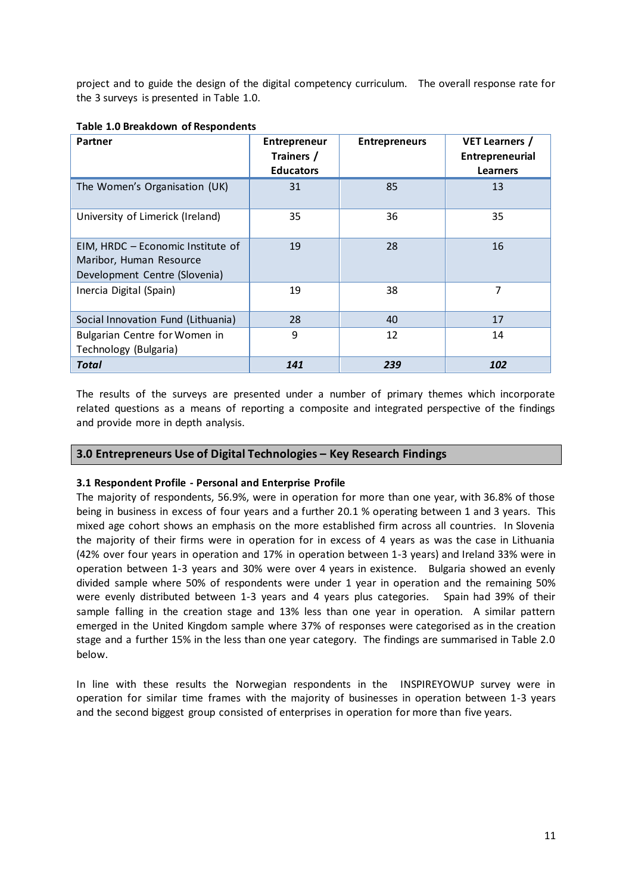project and to guide the design of the digital competency curriculum. The overall response rate for the 3 surveys is presented in Table 1.0.

**Table 1.0 Breakdown of Respondents**

| Partner | Entrepreneur Trainers / Educators | Entrepreneurs | VET Learners / Entrepreneurial Learners |
|---|---|---|---|
| The Women's Organisation (UK) | 31 | 85 | 13 |
| University of Limerick (Ireland) | 35 | 36 | 35 |
| EIM, HRDC – Economic Institute of Maribor, Human Resource Development Centre (Slovenia) | 19 | 28 | 16 |
| Inercia Digital (Spain) | 19 | 38 | 7 |
| Social Innovation Fund (Lithuania) | 28 | 40 | 17 |
| Bulgarian Centre for Women in Technology (Bulgaria) | 9 | 12 | 14 |
| ***Total*** | ***141*** | ***239*** | ***102*** |

The results of the surveys are presented under a number of primary themes which incorporate related questions as a means of reporting a composite and integrated perspective of the findings and provide more in depth analysis.

## 3.0 Entrepreneurs Use of Digital Technologies – Key Research Findings

### 3.1 Respondent Profile - Personal and Enterprise Profile

The majority of respondents, 56.9%, were in operation for more than one year, with 36.8% of those being in business in excess of four years and a further 20.1 % operating between 1 and 3 years. This mixed age cohort shows an emphasis on the more established firm across all countries. In Slovenia the majority of their firms were in operation for in excess of 4 years as was the case in Lithuania (42% over four years in operation and 17% in operation between 1-3 years) and Ireland 33% were in operation between 1-3 years and 30% were over 4 years in existence. Bulgaria showed an evenly divided sample where 50% of respondents were under 1 year in operation and the remaining 50% were evenly distributed between 1-3 years and 4 years plus categories. Spain had 39% of their sample falling in the creation stage and 13% less than one year in operation. A similar pattern emerged in the United Kingdom sample where 37% of responses were categorised as in the creation stage and a further 15% in the less than one year category. The findings are summarised in Table 2.0 below.

In line with these results the Norwegian respondents in the INSPIREYOWUP survey were in operation for similar time frames with the majority of businesses in operation between 1-3 years and the second biggest group consisted of enterprises in operation for more than five years.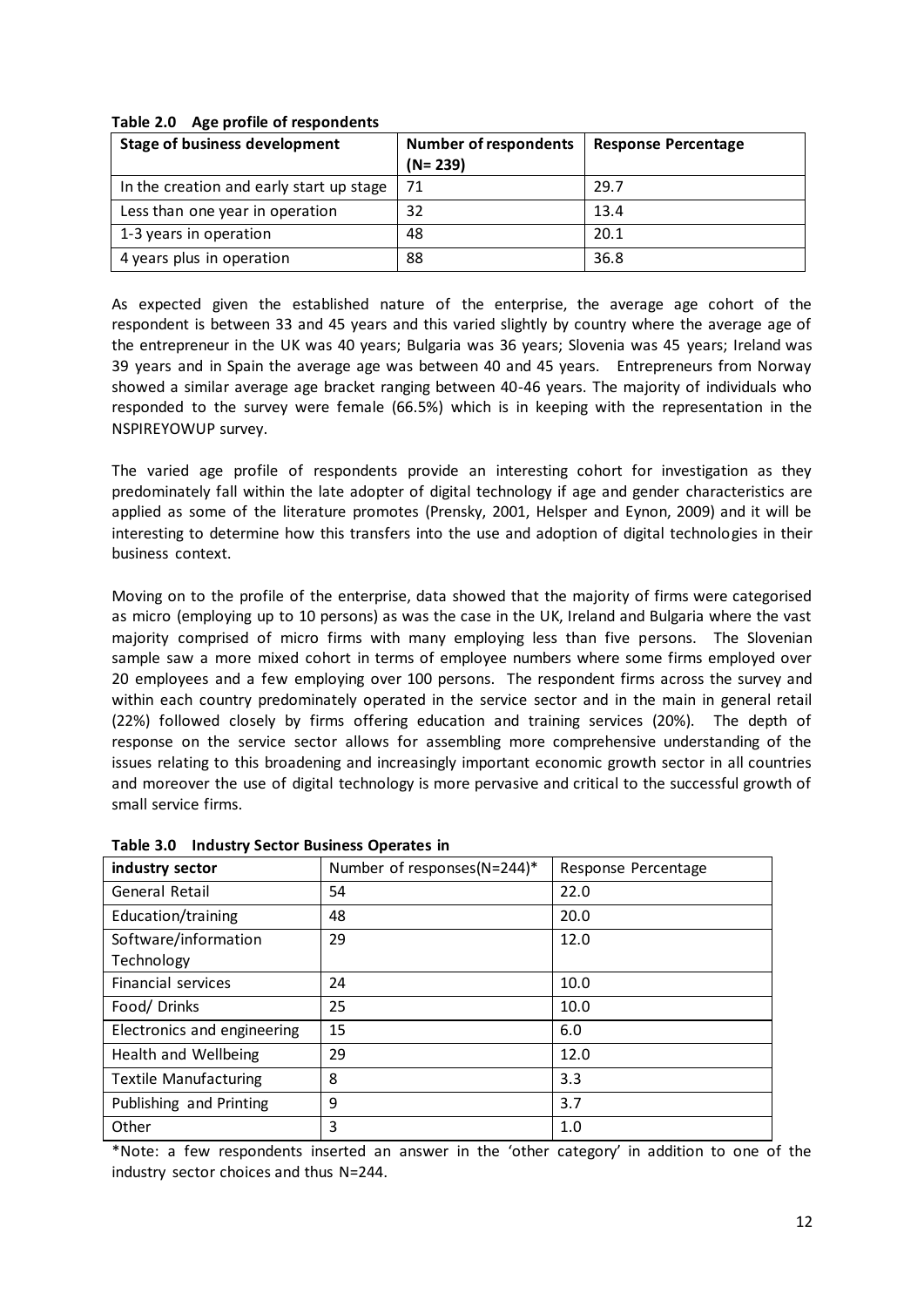**Table 2.0 Age profile of respondents**

| Stage of business development | Number of respondents (N= 239) | Response Percentage |
|---|---|---|
| In the creation and early start up stage | 71 | 29.7 |
| Less than one year in operation | 32 | 13.4 |
| 1-3 years in operation | 48 | 20.1 |
| 4 years plus in operation | 88 | 36.8 |

As expected given the established nature of the enterprise, the average age cohort of the respondent is between 33 and 45 years and this varied slightly by country where the average age of the entrepreneur in the UK was 40 years; Bulgaria was 36 years; Slovenia was 45 years; Ireland was 39 years and in Spain the average age was between 40 and 45 years. Entrepreneurs from Norway showed a similar average age bracket ranging between 40-46 years. The majority of individuals who responded to the survey were female (66.5%) which is in keeping with the representation in the NSPIREYOWUP survey.

The varied age profile of respondents provide an interesting cohort for investigation as they predominately fall within the late adopter of digital technology if age and gender characteristics are applied as some of the literature promotes (Prensky, 2001, Helsper and Eynon, 2009) and it will be interesting to determine how this transfers into the use and adoption of digital technologies in their business context.

Moving on to the profile of the enterprise, data showed that the majority of firms were categorised as micro (employing up to 10 persons) as was the case in the UK, Ireland and Bulgaria where the vast majority comprised of micro firms with many employing less than five persons. The Slovenian sample saw a more mixed cohort in terms of employee numbers where some firms employed over 20 employees and a few employing over 100 persons. The respondent firms across the survey and within each country predominately operated in the service sector and in the main in general retail (22%) followed closely by firms offering education and training services (20%). The depth of response on the service sector allows for assembling more comprehensive understanding of the issues relating to this broadening and increasingly important economic growth sector in all countries and moreover the use of digital technology is more pervasive and critical to the successful growth of small service firms.

**Table 3.0 Industry Sector Business Operates in**

| industry sector | Number of responses(N=244)* | Response Percentage |
|---|---|---|
| General Retail | 54 | 22.0 |
| Education/training | 48 | 20.0 |
| Software/information Technology | 29 | 12.0 |
| Financial services | 24 | 10.0 |
| Food/ Drinks | 25 | 10.0 |
| Electronics and engineering | 15 | 6.0 |
| Health and Wellbeing | 29 | 12.0 |
| Textile Manufacturing | 8 | 3.3 |
| Publishing and Printing | 9 | 3.7 |
| Other | 3 | 1.0 |

*Note: a few respondents inserted an answer in the 'other category' in addition to one of the industry sector choices and thus N=244.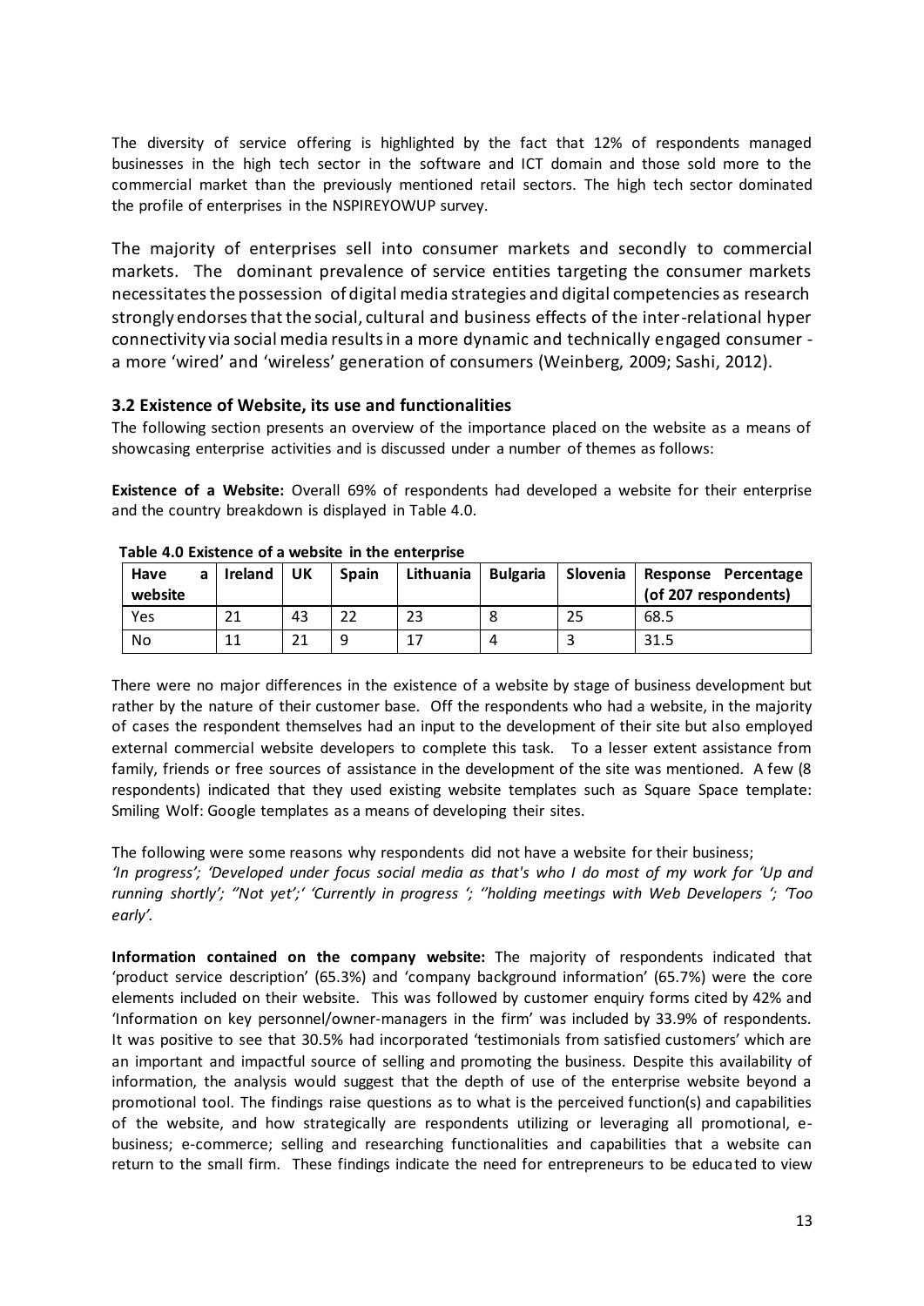The diversity of service offering is highlighted by the fact that 12% of respondents managed businesses in the high tech sector in the software and ICT domain and those sold more to the commercial market than the previously mentioned retail sectors. The high tech sector dominated the profile of enterprises in the NSPIREYOWUP survey.

The majority of enterprises sell into consumer markets and secondly to commercial markets. The dominant prevalence of service entities targeting the consumer markets necessitates the possession of digital media strategies and digital competencies as research strongly endorses that the social, cultural and business effects of the inter-relational hyper connectivity via social media results in a more dynamic and technically engaged consumer - a more 'wired' and 'wireless' generation of consumers (Weinberg, 2009; Sashi, 2012).

### 3.2 Existence of Website, its use and functionalities

The following section presents an overview of the importance placed on the website as a means of showcasing enterprise activities and is discussed under a number of themes as follows:

**Existence of a Website:** Overall 69% of respondents had developed a website for their enterprise and the country breakdown is displayed in Table 4.0.

**Table 4.0 Existence of a website in the enterprise**

| Have a website | Ireland | UK | Spain | Lithuania | Bulgaria | Slovenia | Response Percentage (of 207 respondents) |
|---|---|---|---|---|---|---|---|
| Yes | 21 | 43 | 22 | 23 | 8 | 25 | 68.5 |
| No | 11 | 21 | 9 | 17 | 4 | 3 | 31.5 |

There were no major differences in the existence of a website by stage of business development but rather by the nature of their customer base. Off the respondents who had a website, in the majority of cases the respondent themselves had an input to the development of their site but also employed external commercial website developers to complete this task. To a lesser extent assistance from family, friends or free sources of assistance in the development of the site was mentioned. A few (8 respondents) indicated that they used existing website templates such as Square Space template: Smiling Wolf: Google templates as a means of developing their sites.

The following were some reasons why respondents did not have a website for their business;
*'In progress'; 'Developed under focus social media as that's who I do most of my work for 'Up and running shortly'; ''Not yet';' 'Currently in progress '; ''holding meetings with Web Developers '; 'Too early'.*

**Information contained on the company website:** The majority of respondents indicated that 'product service description' (65.3%) and 'company background information' (65.7%) were the core elements included on their website. This was followed by customer enquiry forms cited by 42% and 'Information on key personnel/owner-managers in the firm' was included by 33.9% of respondents. It was positive to see that 30.5% had incorporated 'testimonials from satisfied customers' which are an important and impactful source of selling and promoting the business. Despite this availability of information, the analysis would suggest that the depth of use of the enterprise website beyond a promotional tool. The findings raise questions as to what is the perceived function(s) and capabilities of the website, and how strategically are respondents utilizing or leveraging all promotional, e-business; e-commerce; selling and researching functionalities and capabilities that a website can return to the small firm. These findings indicate the need for entrepreneurs to be educated to view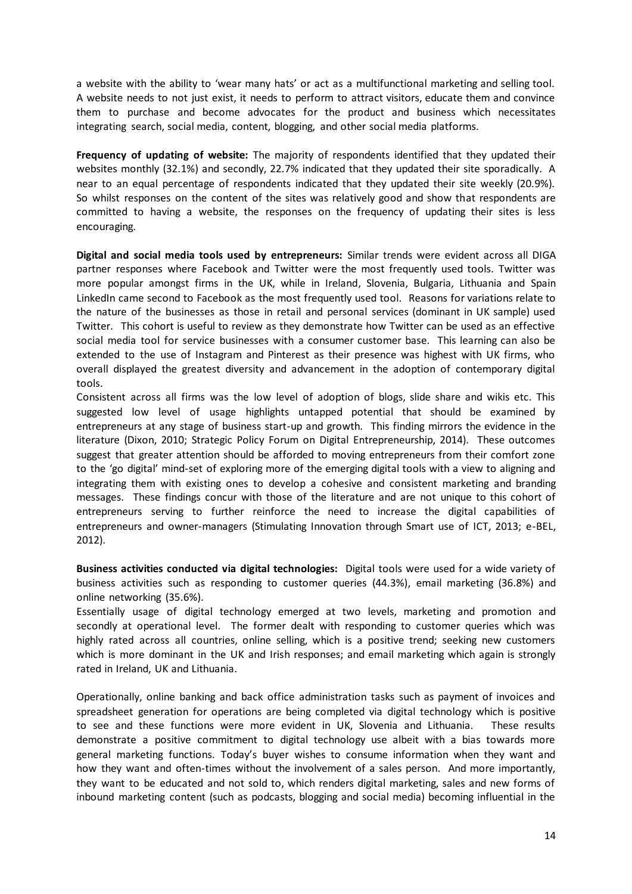a website with the ability to 'wear many hats' or act as a multifunctional marketing and selling tool. A website needs to not just exist, it needs to perform to attract visitors, educate them and convince them to purchase and become advocates for the product and business which necessitates integrating search, social media, content, blogging, and other social media platforms.

**Frequency of updating of website:** The majority of respondents identified that they updated their websites monthly (32.1%) and secondly, 22.7% indicated that they updated their site sporadically. A near to an equal percentage of respondents indicated that they updated their site weekly (20.9%). So whilst responses on the content of the sites was relatively good and show that respondents are committed to having a website, the responses on the frequency of updating their sites is less encouraging.

**Digital and social media tools used by entrepreneurs:** Similar trends were evident across all DIGA partner responses where Facebook and Twitter were the most frequently used tools. Twitter was more popular amongst firms in the UK, while in Ireland, Slovenia, Bulgaria, Lithuania and Spain LinkedIn came second to Facebook as the most frequently used tool. Reasons for variations relate to the nature of the businesses as those in retail and personal services (dominant in UK sample) used Twitter. This cohort is useful to review as they demonstrate how Twitter can be used as an effective social media tool for service businesses with a consumer customer base. This learning can also be extended to the use of Instagram and Pinterest as their presence was highest with UK firms, who overall displayed the greatest diversity and advancement in the adoption of contemporary digital tools.

Consistent across all firms was the low level of adoption of blogs, slide share and wikis etc. This suggested low level of usage highlights untapped potential that should be examined by entrepreneurs at any stage of business start-up and growth. This finding mirrors the evidence in the literature (Dixon, 2010; Strategic Policy Forum on Digital Entrepreneurship, 2014). These outcomes suggest that greater attention should be afforded to moving entrepreneurs from their comfort zone to the 'go digital' mind-set of exploring more of the emerging digital tools with a view to aligning and integrating them with existing ones to develop a cohesive and consistent marketing and branding messages. These findings concur with those of the literature and are not unique to this cohort of entrepreneurs serving to further reinforce the need to increase the digital capabilities of entrepreneurs and owner-managers (Stimulating Innovation through Smart use of ICT, 2013; e-BEL, 2012).

**Business activities conducted via digital technologies:** Digital tools were used for a wide variety of business activities such as responding to customer queries (44.3%), email marketing (36.8%) and online networking (35.6%).

Essentially usage of digital technology emerged at two levels, marketing and promotion and secondly at operational level. The former dealt with responding to customer queries which was highly rated across all countries, online selling, which is a positive trend; seeking new customers which is more dominant in the UK and Irish responses; and email marketing which again is strongly rated in Ireland, UK and Lithuania.

Operationally, online banking and back office administration tasks such as payment of invoices and spreadsheet generation for operations are being completed via digital technology which is positive to see and these functions were more evident in UK, Slovenia and Lithuania. These results demonstrate a positive commitment to digital technology use albeit with a bias towards more general marketing functions. Today's buyer wishes to consume information when they want and how they want and often-times without the involvement of a sales person. And more importantly, they want to be educated and not sold to, which renders digital marketing, sales and new forms of inbound marketing content (such as podcasts, blogging and social media) becoming influential in the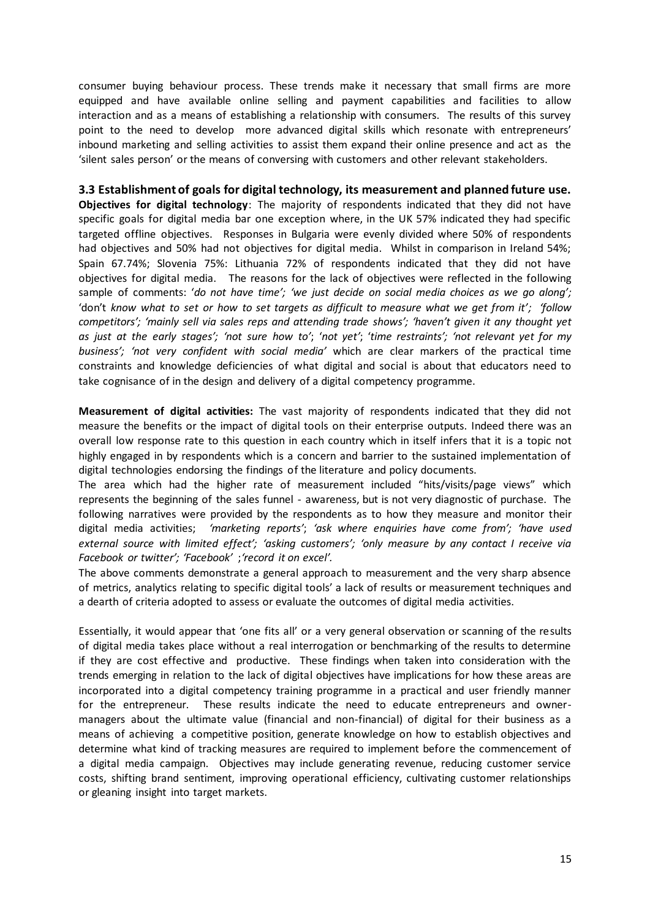consumer buying behaviour process. These trends make it necessary that small firms are more equipped and have available online selling and payment capabilities and facilities to allow interaction and as a means of establishing a relationship with consumers. The results of this survey point to the need to develop more advanced digital skills which resonate with entrepreneurs' inbound marketing and selling activities to assist them expand their online presence and act as the 'silent sales person' or the means of conversing with customers and other relevant stakeholders.

### 3.3 Establishment of goals for digital technology, its measurement and planned future use.

**Objectives for digital technology**: The majority of respondents indicated that they did not have specific goals for digital media bar one exception where, in the UK 57% indicated they had specific targeted offline objectives. Responses in Bulgaria were evenly divided where 50% of respondents had objectives and 50% had not objectives for digital media. Whilst in comparison in Ireland 54%; Spain 67.74%; Slovenia 75%: Lithuania 72% of respondents indicated that they did not have objectives for digital media. The reasons for the lack of objectives were reflected in the following sample of comments: '*do not have time'; 'we just decide on social media choices as we go along';* 'don't *know what to set or how to set targets as difficult to measure what we get from it'; 'follow competitors'; 'mainly sell via sales reps and attending trade shows'; 'haven't given it any thought yet as just at the early stages'; 'not sure how to'*; '*not yet'*; '*time restraints'; 'not relevant yet for my business'; 'not very confident with social media'* which are clear markers of the practical time constraints and knowledge deficiencies of what digital and social is about that educators need to take cognisance of in the design and delivery of a digital competency programme.

**Measurement of digital activities:** The vast majority of respondents indicated that they did not measure the benefits or the impact of digital tools on their enterprise outputs. Indeed there was an overall low response rate to this question in each country which in itself infers that it is a topic not highly engaged in by respondents which is a concern and barrier to the sustained implementation of digital technologies endorsing the findings of the literature and policy documents.

The area which had the higher rate of measurement included "hits/visits/page views" which represents the beginning of the sales funnel - awareness, but is not very diagnostic of purchase. The following narratives were provided by the respondents as to how they measure and monitor their digital media activities; *'marketing reports'*; *'ask where enquiries have come from'; 'have used external source with limited effect'; 'asking customers'; 'only measure by any contact I receive via Facebook or twitter'; 'Facebook'* ;*'record it on excel'.*

The above comments demonstrate a general approach to measurement and the very sharp absence of metrics, analytics relating to specific digital tools' a lack of results or measurement techniques and a dearth of criteria adopted to assess or evaluate the outcomes of digital media activities.

Essentially, it would appear that 'one fits all' or a very general observation or scanning of the results of digital media takes place without a real interrogation or benchmarking of the results to determine if they are cost effective and productive. These findings when taken into consideration with the trends emerging in relation to the lack of digital objectives have implications for how these areas are incorporated into a digital competency training programme in a practical and user friendly manner for the entrepreneur. These results indicate the need to educate entrepreneurs and owner-managers about the ultimate value (financial and non-financial) of digital for their business as a means of achieving a competitive position, generate knowledge on how to establish objectives and determine what kind of tracking measures are required to implement before the commencement of a digital media campaign. Objectives may include generating revenue, reducing customer service costs, shifting brand sentiment, improving operational efficiency, cultivating customer relationships or gleaning insight into target markets.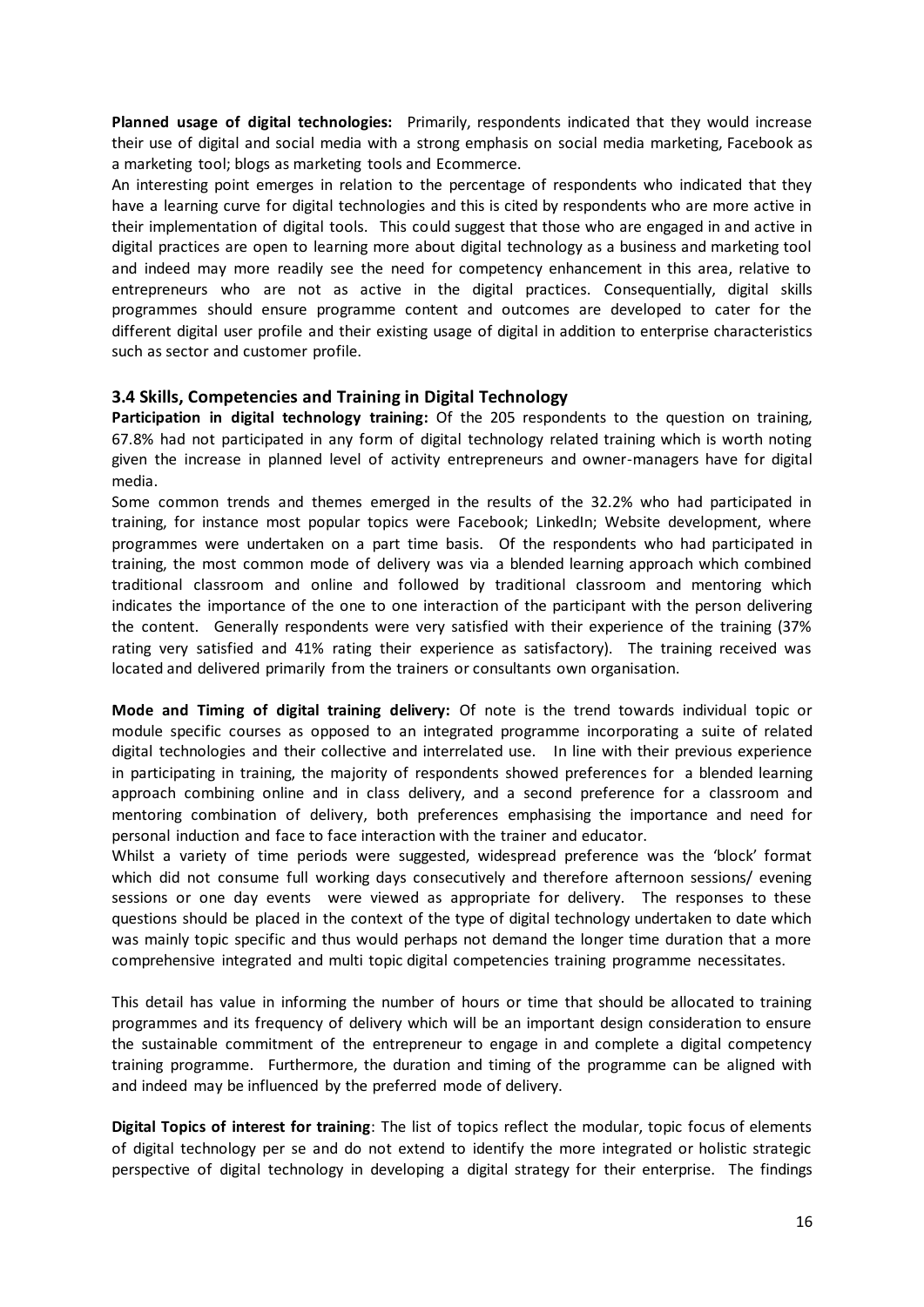**Planned usage of digital technologies:** Primarily, respondents indicated that they would increase their use of digital and social media with a strong emphasis on social media marketing, Facebook as a marketing tool; blogs as marketing tools and Ecommerce.

An interesting point emerges in relation to the percentage of respondents who indicated that they have a learning curve for digital technologies and this is cited by respondents who are more active in their implementation of digital tools. This could suggest that those who are engaged in and active in digital practices are open to learning more about digital technology as a business and marketing tool and indeed may more readily see the need for competency enhancement in this area, relative to entrepreneurs who are not as active in the digital practices. Consequentially, digital skills programmes should ensure programme content and outcomes are developed to cater for the different digital user profile and their existing usage of digital in addition to enterprise characteristics such as sector and customer profile.

### 3.4 Skills, Competencies and Training in Digital Technology

**Participation in digital technology training:** Of the 205 respondents to the question on training, 67.8% had not participated in any form of digital technology related training which is worth noting given the increase in planned level of activity entrepreneurs and owner-managers have for digital media.

Some common trends and themes emerged in the results of the 32.2% who had participated in training, for instance most popular topics were Facebook; LinkedIn; Website development, where programmes were undertaken on a part time basis. Of the respondents who had participated in training, the most common mode of delivery was via a blended learning approach which combined traditional classroom and online and followed by traditional classroom and mentoring which indicates the importance of the one to one interaction of the participant with the person delivering the content. Generally respondents were very satisfied with their experience of the training (37% rating very satisfied and 41% rating their experience as satisfactory). The training received was located and delivered primarily from the trainers or consultants own organisation.

**Mode and Timing of digital training delivery:** Of note is the trend towards individual topic or module specific courses as opposed to an integrated programme incorporating a suite of related digital technologies and their collective and interrelated use. In line with their previous experience in participating in training, the majority of respondents showed preferences for a blended learning approach combining online and in class delivery, and a second preference for a classroom and mentoring combination of delivery, both preferences emphasising the importance and need for personal induction and face to face interaction with the trainer and educator.

Whilst a variety of time periods were suggested, widespread preference was the 'block' format which did not consume full working days consecutively and therefore afternoon sessions/ evening sessions or one day events were viewed as appropriate for delivery. The responses to these questions should be placed in the context of the type of digital technology undertaken to date which was mainly topic specific and thus would perhaps not demand the longer time duration that a more comprehensive integrated and multi topic digital competencies training programme necessitates.

This detail has value in informing the number of hours or time that should be allocated to training programmes and its frequency of delivery which will be an important design consideration to ensure the sustainable commitment of the entrepreneur to engage in and complete a digital competency training programme. Furthermore, the duration and timing of the programme can be aligned with and indeed may be influenced by the preferred mode of delivery.

**Digital Topics of interest for training**: The list of topics reflect the modular, topic focus of elements of digital technology per se and do not extend to identify the more integrated or holistic strategic perspective of digital technology in developing a digital strategy for their enterprise. The findings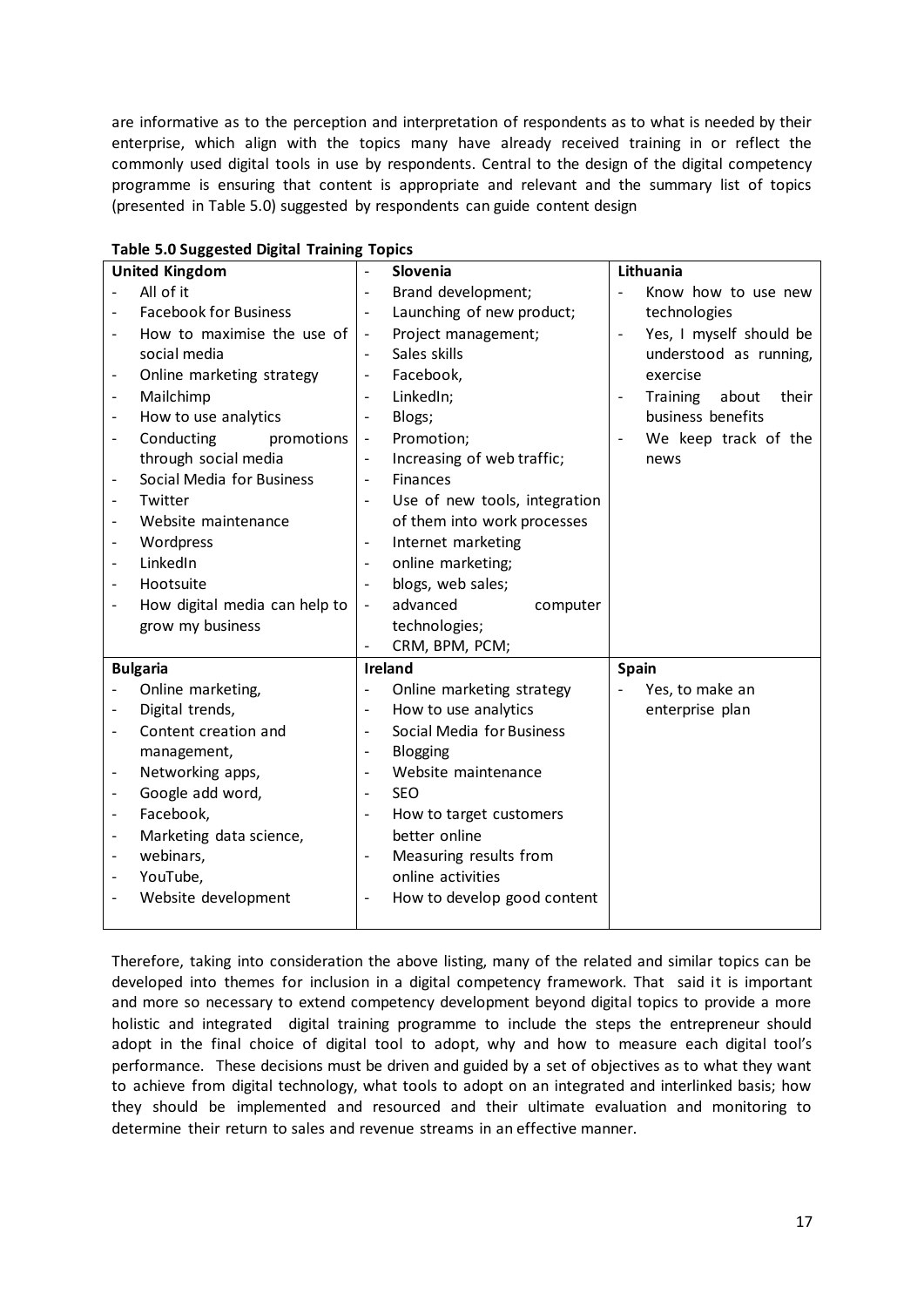are informative as to the perception and interpretation of respondents as to what is needed by their enterprise, which align with the topics many have already received training in or reflect the commonly used digital tools in use by respondents. Central to the design of the digital competency programme is ensuring that content is appropriate and relevant and the summary list of topics (presented in Table 5.0) suggested by respondents can guide content design

**Table 5.0 Suggested Digital Training Topics**

| United Kingdom | Slovenia | Lithuania |
|---|---|---|
| - All of it<br>- Facebook for Business<br>- How to maximise the use of social media<br>- Online marketing strategy<br>- Mailchimp<br>- How to use analytics<br>- Conducting promotions through social media<br>- Social Media for Business<br>- Twitter<br>- Website maintenance<br>- Wordpress<br>- LinkedIn<br>- Hootsuite<br>- How digital media can help to grow my business | - Brand development;<br>- Launching of new product;<br>- Project management;<br>- Sales skills<br>- Facebook,<br>- LinkedIn;<br>- Blogs;<br>- Promotion;<br>- Increasing of web traffic;<br>- Finances<br>- Use of new tools, integration of them into work processes<br>- Internet marketing<br>- online marketing;<br>- blogs, web sales;<br>- advanced computer technologies;<br>- CRM, BPM, PCM; | - Know how to use new technologies<br>- Yes, I myself should be understood as running, exercise<br>- Training about their business benefits<br>- We keep track of the news |
| **Bulgaria** | **Ireland** | **Spain** |
| - Online marketing,<br>- Digital trends,<br>- Content creation and management,<br>- Networking apps,<br>- Google add word,<br>- Facebook,<br>- Marketing data science,<br>- webinars,<br>- YouTube,<br>- Website development | - Online marketing strategy<br>- How to use analytics<br>- Social Media for Business<br>- Blogging<br>- Website maintenance<br>- SEO<br>- How to target customers better online<br>- Measuring results from online activities<br>- How to develop good content | - Yes, to make an enterprise plan |

Therefore, taking into consideration the above listing, many of the related and similar topics can be developed into themes for inclusion in a digital competency framework. That said it is important and more so necessary to extend competency development beyond digital topics to provide a more holistic and integrated digital training programme to include the steps the entrepreneur should adopt in the final choice of digital tool to adopt, why and how to measure each digital tool's performance. These decisions must be driven and guided by a set of objectives as to what they want to achieve from digital technology, what tools to adopt on an integrated and interlinked basis; how they should be implemented and resourced and their ultimate evaluation and monitoring to determine their return to sales and revenue streams in an effective manner.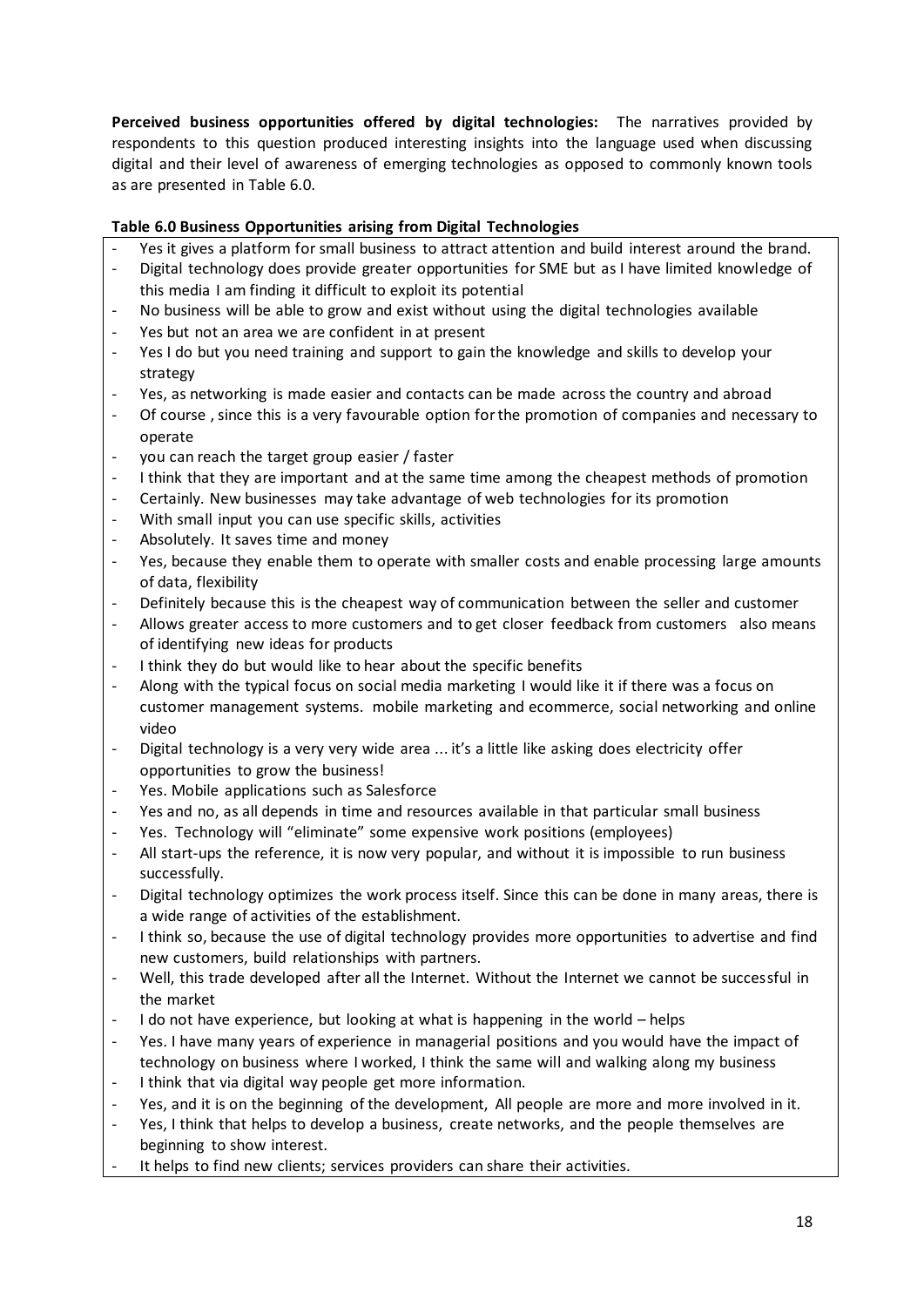**Perceived business opportunities offered by digital technologies:** The narratives provided by respondents to this question produced interesting insights into the language used when discussing digital and their level of awareness of emerging technologies as opposed to commonly known tools as are presented in Table 6.0.

**Table 6.0 Business Opportunities arising from Digital Technologies**

- Yes it gives a platform for small business to attract attention and build interest around the brand.
- Digital technology does provide greater opportunities for SME but as I have limited knowledge of this media I am finding it difficult to exploit its potential
- No business will be able to grow and exist without using the digital technologies available
- Yes but not an area we are confident in at present
- Yes I do but you need training and support to gain the knowledge and skills to develop your strategy
- Yes, as networking is made easier and contacts can be made across the country and abroad
- Of course , since this is a very favourable option for the promotion of companies and necessary to operate
- you can reach the target group easier / faster
- I think that they are important and at the same time among the cheapest methods of promotion
- Certainly. New businesses may take advantage of web technologies for its promotion
- With small input you can use specific skills, activities
- Absolutely. It saves time and money
- Yes, because they enable them to operate with smaller costs and enable processing large amounts of data, flexibility
- Definitely because this is the cheapest way of communication between the seller and customer
- Allows greater access to more customers and to get closer feedback from customers also means of identifying new ideas for products
- I think they do but would like to hear about the specific benefits
- Along with the typical focus on social media marketing I would like it if there was a focus on customer management systems. mobile marketing and ecommerce, social networking and online video
- Digital technology is a very very wide area ... it's a little like asking does electricity offer opportunities to grow the business!
- Yes. Mobile applications such as Salesforce
- Yes and no, as all depends in time and resources available in that particular small business
- Yes. Technology will "eliminate" some expensive work positions (employees)
- All start-ups the reference, it is now very popular, and without it is impossible to run business successfully.
- Digital technology optimizes the work process itself. Since this can be done in many areas, there is a wide range of activities of the establishment.
- I think so, because the use of digital technology provides more opportunities to advertise and find new customers, build relationships with partners.
- Well, this trade developed after all the Internet. Without the Internet we cannot be successful in the market
- I do not have experience, but looking at what is happening in the world – helps
- Yes. I have many years of experience in managerial positions and you would have the impact of technology on business where I worked, I think the same will and walking along my business
- I think that via digital way people get more information.
- Yes, and it is on the beginning of the development, All people are more and more involved in it.
- Yes, I think that helps to develop a business, create networks, and the people themselves are beginning to show interest.
- It helps to find new clients; services providers can share their activities.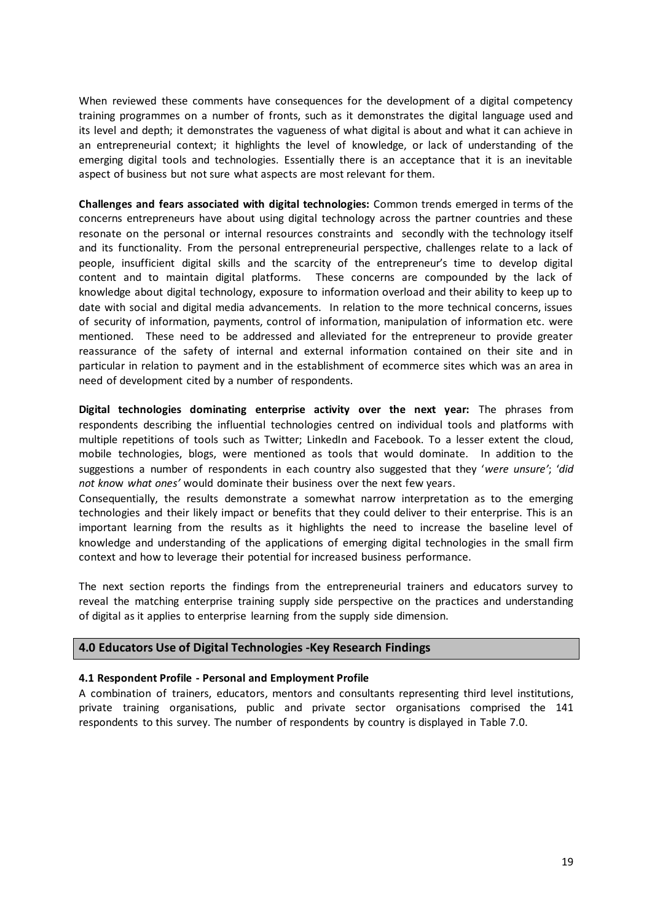When reviewed these comments have consequences for the development of a digital competency training programmes on a number of fronts, such as it demonstrates the digital language used and its level and depth; it demonstrates the vagueness of what digital is about and what it can achieve in an entrepreneurial context; it highlights the level of knowledge, or lack of understanding of the emerging digital tools and technologies. Essentially there is an acceptance that it is an inevitable aspect of business but not sure what aspects are most relevant for them.

**Challenges and fears associated with digital technologies:** Common trends emerged in terms of the concerns entrepreneurs have about using digital technology across the partner countries and these resonate on the personal or internal resources constraints and secondly with the technology itself and its functionality. From the personal entrepreneurial perspective, challenges relate to a lack of people, insufficient digital skills and the scarcity of the entrepreneur's time to develop digital content and to maintain digital platforms. These concerns are compounded by the lack of knowledge about digital technology, exposure to information overload and their ability to keep up to date with social and digital media advancements. In relation to the more technical concerns, issues of security of information, payments, control of information, manipulation of information etc. were mentioned. These need to be addressed and alleviated for the entrepreneur to provide greater reassurance of the safety of internal and external information contained on their site and in particular in relation to payment and in the establishment of ecommerce sites which was an area in need of development cited by a number of respondents.

**Digital technologies dominating enterprise activity over the next year:** The phrases from respondents describing the influential technologies centred on individual tools and platforms with multiple repetitions of tools such as Twitter; LinkedIn and Facebook. To a lesser extent the cloud, mobile technologies, blogs, were mentioned as tools that would dominate. In addition to the suggestions a number of respondents in each country also suggested that they '*were unsure'*; '*did not know what ones'* would dominate their business over the next few years.

Consequentially, the results demonstrate a somewhat narrow interpretation as to the emerging technologies and their likely impact or benefits that they could deliver to their enterprise. This is an important learning from the results as it highlights the need to increase the baseline level of knowledge and understanding of the applications of emerging digital technologies in the small firm context and how to leverage their potential for increased business performance.

The next section reports the findings from the entrepreneurial trainers and educators survey to reveal the matching enterprise training supply side perspective on the practices and understanding of digital as it applies to enterprise learning from the supply side dimension.

## 4.0 Educators Use of Digital Technologies -Key Research Findings

### 4.1 Respondent Profile - Personal and Employment Profile

A combination of trainers, educators, mentors and consultants representing third level institutions, private training organisations, public and private sector organisations comprised the 141 respondents to this survey. The number of respondents by country is displayed in Table 7.0.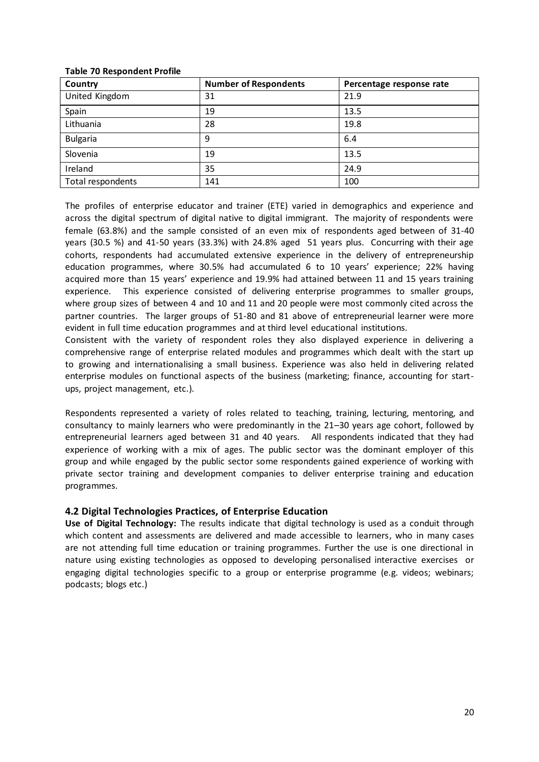**Table 70 Respondent Profile**

| Country | Number of Respondents | Percentage response rate |
|---|---|---|
| United Kingdom | 31 | 21.9 |
| Spain | 19 | 13.5 |
| Lithuania | 28 | 19.8 |
| Bulgaria | 9 | 6.4 |
| Slovenia | 19 | 13.5 |
| Ireland | 35 | 24.9 |
| Total respondents | 141 | 100 |

The profiles of enterprise educator and trainer (ETE) varied in demographics and experience and across the digital spectrum of digital native to digital immigrant. The majority of respondents were female (63.8%) and the sample consisted of an even mix of respondents aged between of 31-40 years (30.5 %) and 41-50 years (33.3%) with 24.8% aged 51 years plus. Concurring with their age cohorts, respondents had accumulated extensive experience in the delivery of entrepreneurship education programmes, where 30.5% had accumulated 6 to 10 years' experience; 22% having acquired more than 15 years' experience and 19.9% had attained between 11 and 15 years training experience. This experience consisted of delivering enterprise programmes to smaller groups, where group sizes of between 4 and 10 and 11 and 20 people were most commonly cited across the partner countries. The larger groups of 51-80 and 81 above of entrepreneurial learner were more evident in full time education programmes and at third level educational institutions.

Consistent with the variety of respondent roles they also displayed experience in delivering a comprehensive range of enterprise related modules and programmes which dealt with the start up to growing and internationalising a small business. Experience was also held in delivering related enterprise modules on functional aspects of the business (marketing; finance, accounting for start-ups, project management, etc.).

Respondents represented a variety of roles related to teaching, training, lecturing, mentoring, and consultancy to mainly learners who were predominantly in the 21–30 years age cohort, followed by entrepreneurial learners aged between 31 and 40 years. All respondents indicated that they had experience of working with a mix of ages. The public sector was the dominant employer of this group and while engaged by the public sector some respondents gained experience of working with private sector training and development companies to deliver enterprise training and education programmes.

### 4.2 Digital Technologies Practices, of Enterprise Education

**Use of Digital Technology:** The results indicate that digital technology is used as a conduit through which content and assessments are delivered and made accessible to learners, who in many cases are not attending full time education or training programmes. Further the use is one directional in nature using existing technologies as opposed to developing personalised interactive exercises or engaging digital technologies specific to a group or enterprise programme (e.g. videos; webinars; podcasts; blogs etc.)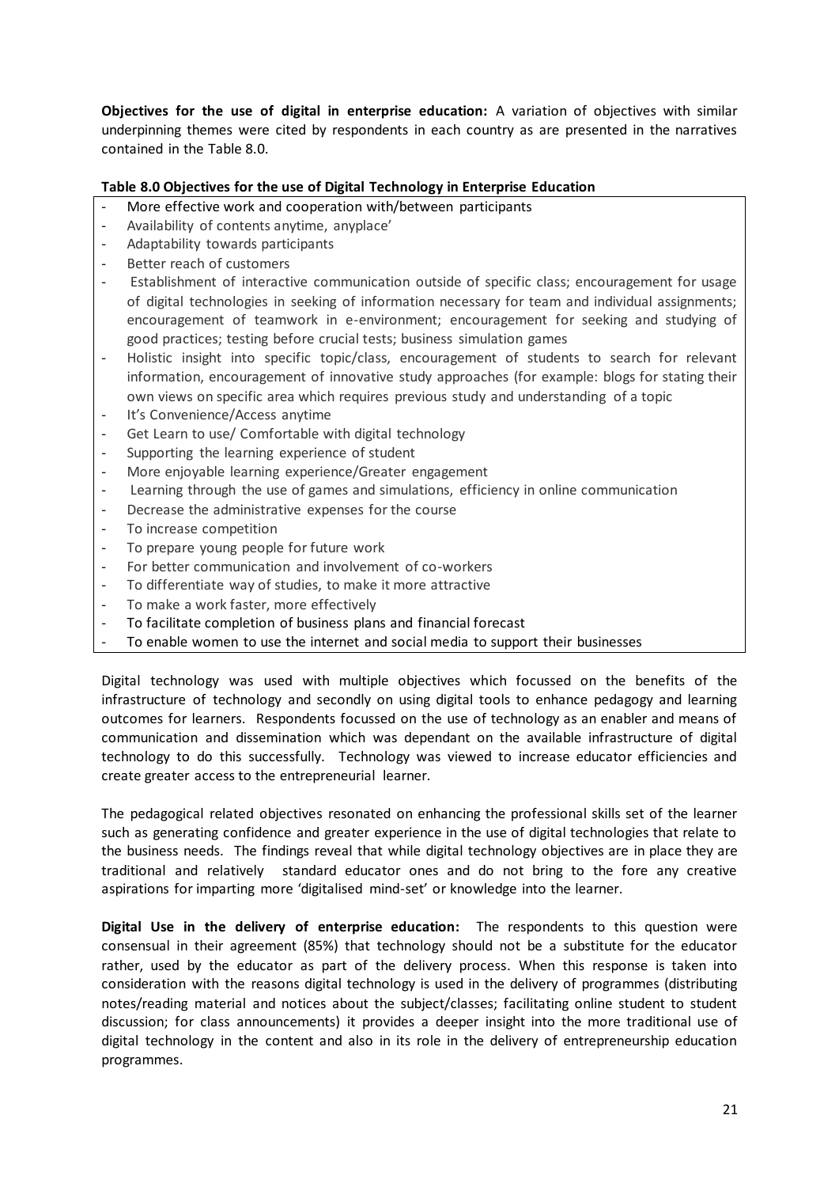**Objectives for the use of digital in enterprise education:** A variation of objectives with similar underpinning themes were cited by respondents in each country as are presented in the narratives contained in the Table 8.0.

**Table 8.0 Objectives for the use of Digital Technology in Enterprise Education**

- More effective work and cooperation with/between participants
- Availability of contents anytime, anyplace'
- Adaptability towards participants
- Better reach of customers
- Establishment of interactive communication outside of specific class; encouragement for usage of digital technologies in seeking of information necessary for team and individual assignments; encouragement of teamwork in e-environment; encouragement for seeking and studying of good practices; testing before crucial tests; business simulation games
- Holistic insight into specific topic/class, encouragement of students to search for relevant information, encouragement of innovative study approaches (for example: blogs for stating their own views on specific area which requires previous study and understanding of a topic
- It's Convenience/Access anytime
- Get Learn to use/ Comfortable with digital technology
- Supporting the learning experience of student
- More enjoyable learning experience/Greater engagement
- Learning through the use of games and simulations, efficiency in online communication
- Decrease the administrative expenses for the course
- To increase competition
- To prepare young people for future work
- For better communication and involvement of co-workers
- To differentiate way of studies, to make it more attractive
- To make a work faster, more effectively
- To facilitate completion of business plans and financial forecast
- To enable women to use the internet and social media to support their businesses

Digital technology was used with multiple objectives which focussed on the benefits of the infrastructure of technology and secondly on using digital tools to enhance pedagogy and learning outcomes for learners. Respondents focussed on the use of technology as an enabler and means of communication and dissemination which was dependant on the available infrastructure of digital technology to do this successfully. Technology was viewed to increase educator efficiencies and create greater access to the entrepreneurial learner.

The pedagogical related objectives resonated on enhancing the professional skills set of the learner such as generating confidence and greater experience in the use of digital technologies that relate to the business needs. The findings reveal that while digital technology objectives are in place they are traditional and relatively standard educator ones and do not bring to the fore any creative aspirations for imparting more 'digitalised mind-set' or knowledge into the learner.

**Digital Use in the delivery of enterprise education:** The respondents to this question were consensual in their agreement (85%) that technology should not be a substitute for the educator rather, used by the educator as part of the delivery process. When this response is taken into consideration with the reasons digital technology is used in the delivery of programmes (distributing notes/reading material and notices about the subject/classes; facilitating online student to student discussion; for class announcements) it provides a deeper insight into the more traditional use of digital technology in the content and also in its role in the delivery of entrepreneurship education programmes.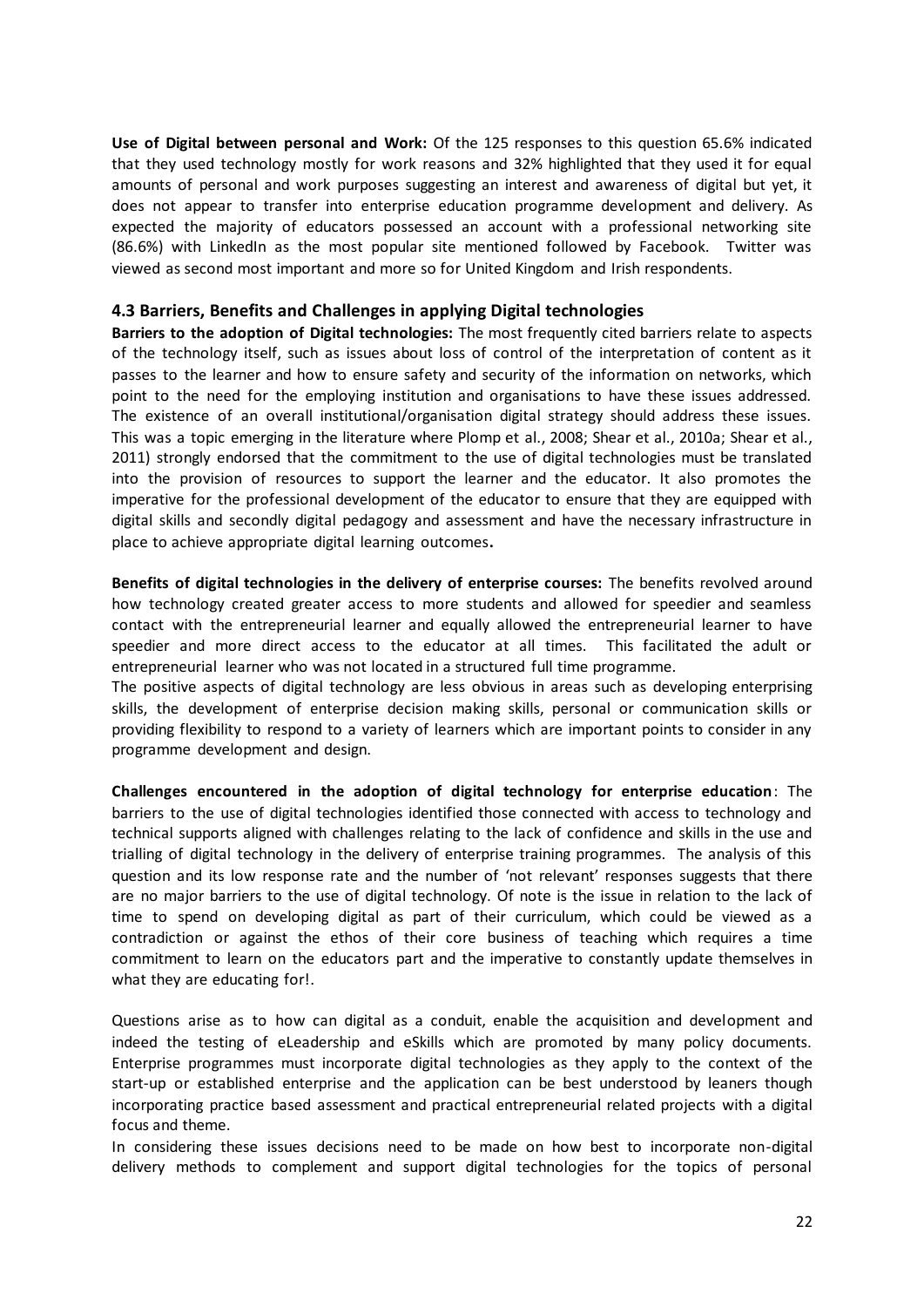**Use of Digital between personal and Work:** Of the 125 responses to this question 65.6% indicated that they used technology mostly for work reasons and 32% highlighted that they used it for equal amounts of personal and work purposes suggesting an interest and awareness of digital but yet, it does not appear to transfer into enterprise education programme development and delivery. As expected the majority of educators possessed an account with a professional networking site (86.6%) with LinkedIn as the most popular site mentioned followed by Facebook. Twitter was viewed as second most important and more so for United Kingdom and Irish respondents.

### 4.3 Barriers, Benefits and Challenges in applying Digital technologies

**Barriers to the adoption of Digital technologies:** The most frequently cited barriers relate to aspects of the technology itself, such as issues about loss of control of the interpretation of content as it passes to the learner and how to ensure safety and security of the information on networks, which point to the need for the employing institution and organisations to have these issues addressed. The existence of an overall institutional/organisation digital strategy should address these issues. This was a topic emerging in the literature where Plomp et al., 2008; Shear et al., 2010a; Shear et al., 2011) strongly endorsed that the commitment to the use of digital technologies must be translated into the provision of resources to support the learner and the educator. It also promotes the imperative for the professional development of the educator to ensure that they are equipped with digital skills and secondly digital pedagogy and assessment and have the necessary infrastructure in place to achieve appropriate digital learning outcomes**.**

**Benefits of digital technologies in the delivery of enterprise courses:** The benefits revolved around how technology created greater access to more students and allowed for speedier and seamless contact with the entrepreneurial learner and equally allowed the entrepreneurial learner to have speedier and more direct access to the educator at all times. This facilitated the adult or entrepreneurial learner who was not located in a structured full time programme.

The positive aspects of digital technology are less obvious in areas such as developing enterprising skills, the development of enterprise decision making skills, personal or communication skills or providing flexibility to respond to a variety of learners which are important points to consider in any programme development and design.

**Challenges encountered in the adoption of digital technology for enterprise education**: The barriers to the use of digital technologies identified those connected with access to technology and technical supports aligned with challenges relating to the lack of confidence and skills in the use and trialling of digital technology in the delivery of enterprise training programmes. The analysis of this question and its low response rate and the number of 'not relevant' responses suggests that there are no major barriers to the use of digital technology. Of note is the issue in relation to the lack of time to spend on developing digital as part of their curriculum, which could be viewed as a contradiction or against the ethos of their core business of teaching which requires a time commitment to learn on the educators part and the imperative to constantly update themselves in what they are educating for!.

Questions arise as to how can digital as a conduit, enable the acquisition and development and indeed the testing of eLeadership and eSkills which are promoted by many policy documents. Enterprise programmes must incorporate digital technologies as they apply to the context of the start-up or established enterprise and the application can be best understood by leaners though incorporating practice based assessment and practical entrepreneurial related projects with a digital focus and theme.

In considering these issues decisions need to be made on how best to incorporate non-digital delivery methods to complement and support digital technologies for the topics of personal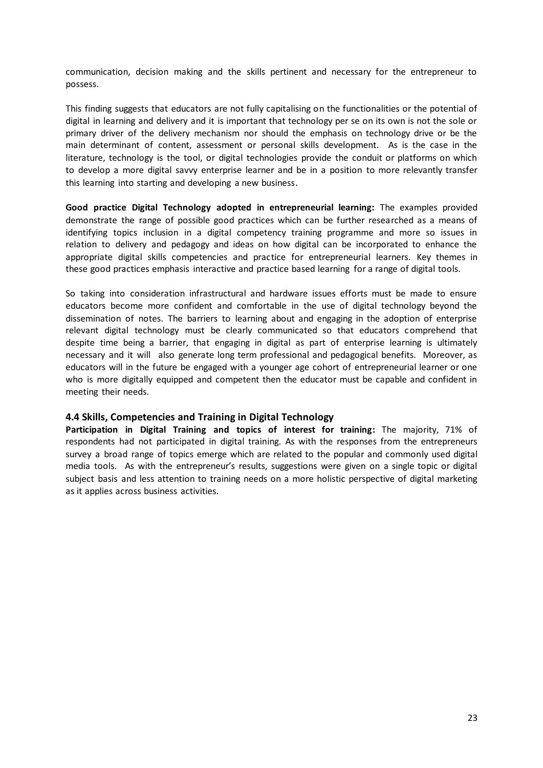communication, decision making and the skills pertinent and necessary for the entrepreneur to possess.

This finding suggests that educators are not fully capitalising on the functionalities or the potential of digital in learning and delivery and it is important that technology per se on its own is not the sole or primary driver of the delivery mechanism nor should the emphasis on technology drive or be the main determinant of content, assessment or personal skills development. As is the case in the literature, technology is the tool, or digital technologies provide the conduit or platforms on which to develop a more digital savvy enterprise learner and be in a position to more relevantly transfer this learning into starting and developing a new business.

**Good practice Digital Technology adopted in entrepreneurial learning:** The examples provided demonstrate the range of possible good practices which can be further researched as a means of identifying topics inclusion in a digital competency training programme and more so issues in relation to delivery and pedagogy and ideas on how digital can be incorporated to enhance the appropriate digital skills competencies and practice for entrepreneurial learners. Key themes in these good practices emphasis interactive and practice based learning for a range of digital tools.

So taking into consideration infrastructural and hardware issues efforts must be made to ensure educators become more confident and comfortable in the use of digital technology beyond the dissemination of notes. The barriers to learning about and engaging in the adoption of enterprise relevant digital technology must be clearly communicated so that educators comprehend that despite time being a barrier, that engaging in digital as part of enterprise learning is ultimately necessary and it will also generate long term professional and pedagogical benefits. Moreover, as educators will in the future be engaged with a younger age cohort of entrepreneurial learner or one who is more digitally equipped and competent then the educator must be capable and confident in meeting their needs.

### 4.4 Skills, Competencies and Training in Digital Technology

**Participation in Digital Training and topics of interest for training:** The majority, 71% of respondents had not participated in digital training. As with the responses from the entrepreneurs survey a broad range of topics emerge which are related to the popular and commonly used digital media tools. As with the entrepreneur's results, suggestions were given on a single topic or digital subject basis and less attention to training needs on a more holistic perspective of digital marketing as it applies across business activities.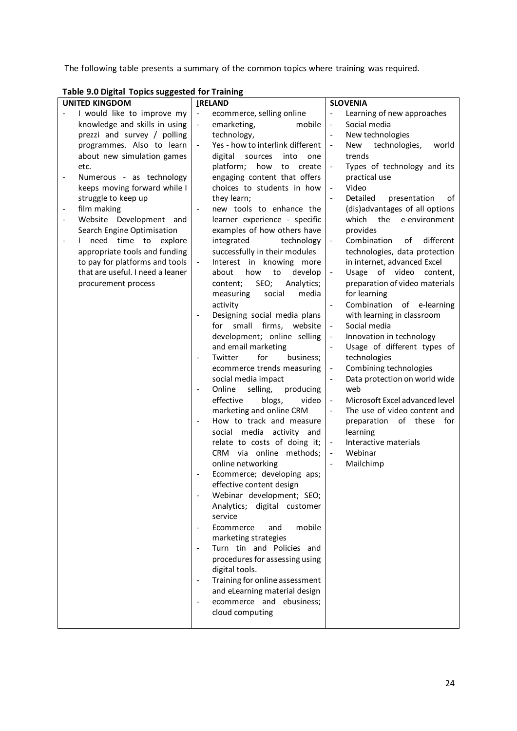The following table presents a summary of the common topics where training was required.

**Table 9.0 Digital Topics suggested for Training**

| UNITED KINGDOM | IRELAND | SLOVENIA |
|---|---|---|
| - I would like to improve my knowledge and skills in using prezzi and survey / polling programmes. Also to learn about new simulation games etc.<br>- Numerous - as technology keeps moving forward while I struggle to keep up<br>- film making<br>- Website Development and Search Engine Optimisation<br>- I need time to explore appropriate tools and funding to pay for platforms and tools that are useful. I need a leaner procurement process | - ecommerce, selling online<br>- emarketing, mobile technology,<br>- Yes - how to interlink different digital sources into one platform; how to create engaging content that offers choices to students in how they learn;<br>- new tools to enhance the learner experience - specific examples of how others have integrated technology successfully in their modules<br>- Interest in knowing more about how to develop content; SEO; Analytics; measuring social media activity<br>- Designing social media plans for small firms, website development; online selling and email marketing<br>- Twitter for business; ecommerce trends measuring social media impact<br>- Online selling, producing effective blogs, video marketing and online CRM<br>- How to track and measure social media activity and relate to costs of doing it; CRM via online methods; online networking<br>- Ecommerce; developing aps; effective content design<br>- Webinar development; SEO; Analytics; digital customer service<br>- Ecommerce and mobile marketing strategies<br>- Turn tin and Policies and procedures for assessing using digital tools.<br>- Training for online assessment and eLearning material design<br>- ecommerce and ebusiness; cloud computing | - Learning of new approaches<br>- Social media<br>- New technologies<br>- New technologies, world trends<br>- Types of technology and its practical use<br>- Video<br>- Detailed presentation of (dis)advantages of all options which the e-environment provides<br>- Combination of different technologies, data protection in internet, advanced Excel<br>- Usage of video content, preparation of video materials for learning<br>- Combination of e-learning with learning in classroom<br>- Social media<br>- Innovation in technology<br>- Usage of different types of technologies<br>- Combining technologies<br>- Data protection on world wide web<br>- Microsoft Excel advanced level<br>- The use of video content and preparation of these for learning<br>- Interactive materials<br>- Webinar<br>- Mailchimp |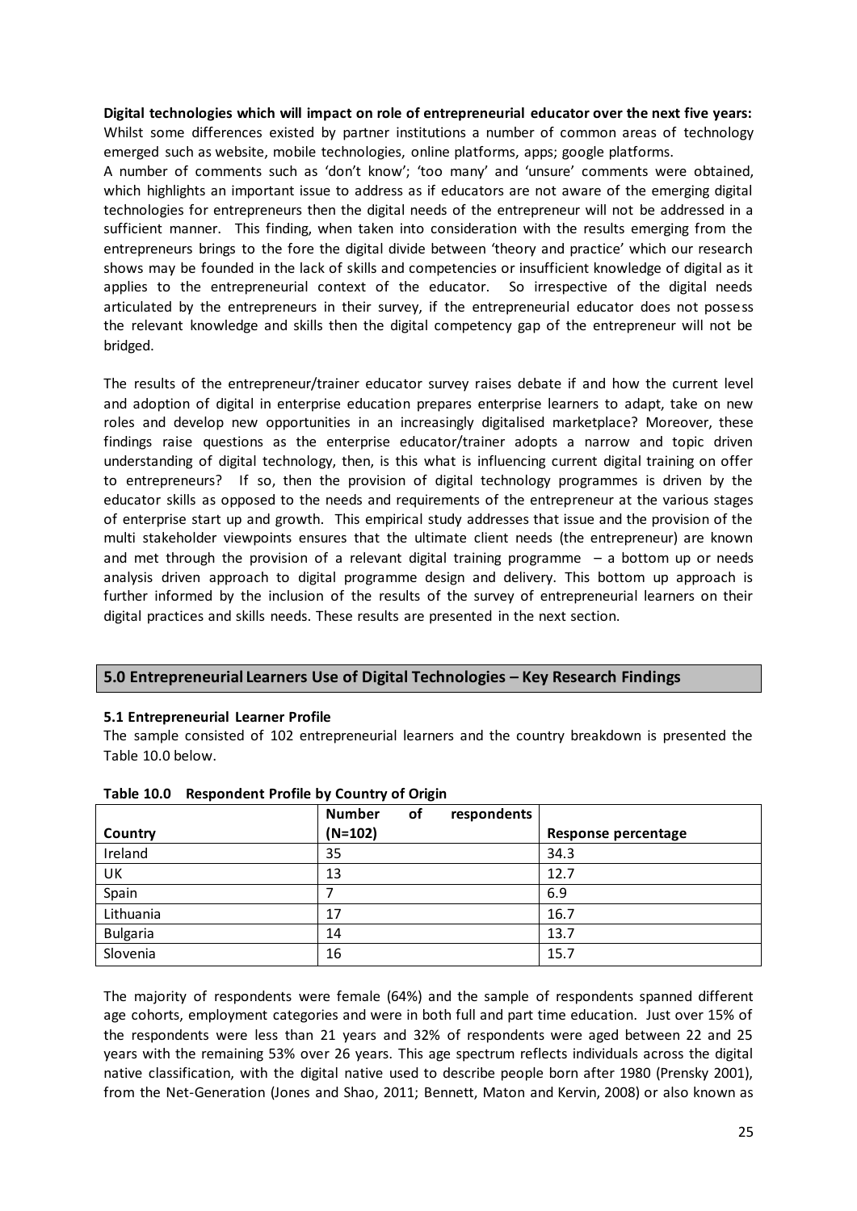**Digital technologies which will impact on role of entrepreneurial educator over the next five years:** Whilst some differences existed by partner institutions a number of common areas of technology emerged such as website, mobile technologies, online platforms, apps; google platforms.

A number of comments such as 'don't know'; 'too many' and 'unsure' comments were obtained, which highlights an important issue to address as if educators are not aware of the emerging digital technologies for entrepreneurs then the digital needs of the entrepreneur will not be addressed in a sufficient manner. This finding, when taken into consideration with the results emerging from the entrepreneurs brings to the fore the digital divide between 'theory and practice' which our research shows may be founded in the lack of skills and competencies or insufficient knowledge of digital as it applies to the entrepreneurial context of the educator. So irrespective of the digital needs articulated by the entrepreneurs in their survey, if the entrepreneurial educator does not possess the relevant knowledge and skills then the digital competency gap of the entrepreneur will not be bridged.

The results of the entrepreneur/trainer educator survey raises debate if and how the current level and adoption of digital in enterprise education prepares enterprise learners to adapt, take on new roles and develop new opportunities in an increasingly digitalised marketplace? Moreover, these findings raise questions as the enterprise educator/trainer adopts a narrow and topic driven understanding of digital technology, then, is this what is influencing current digital training on offer to entrepreneurs? If so, then the provision of digital technology programmes is driven by the educator skills as opposed to the needs and requirements of the entrepreneur at the various stages of enterprise start up and growth. This empirical study addresses that issue and the provision of the multi stakeholder viewpoints ensures that the ultimate client needs (the entrepreneur) are known and met through the provision of a relevant digital training programme – a bottom up or needs analysis driven approach to digital programme design and delivery. This bottom up approach is further informed by the inclusion of the results of the survey of entrepreneurial learners on their digital practices and skills needs. These results are presented in the next section.

## 5.0 Entrepreneurial Learners Use of Digital Technologies – Key Research Findings

### 5.1 Entrepreneurial Learner Profile

The sample consisted of 102 entrepreneurial learners and the country breakdown is presented the Table 10.0 below.

**Table 10.0 Respondent Profile by Country of Origin**

| Country | Number of respondents (N=102) | Response percentage |
|---|---|---|
| Ireland | 35 | 34.3 |
| UK | 13 | 12.7 |
| Spain | 7 | 6.9 |
| Lithuania | 17 | 16.7 |
| Bulgaria | 14 | 13.7 |
| Slovenia | 16 | 15.7 |

The majority of respondents were female (64%) and the sample of respondents spanned different age cohorts, employment categories and were in both full and part time education. Just over 15% of the respondents were less than 21 years and 32% of respondents were aged between 22 and 25 years with the remaining 53% over 26 years. This age spectrum reflects individuals across the digital native classification, with the digital native used to describe people born after 1980 (Prensky 2001), from the Net-Generation (Jones and Shao, 2011; Bennett, Maton and Kervin, 2008) or also known as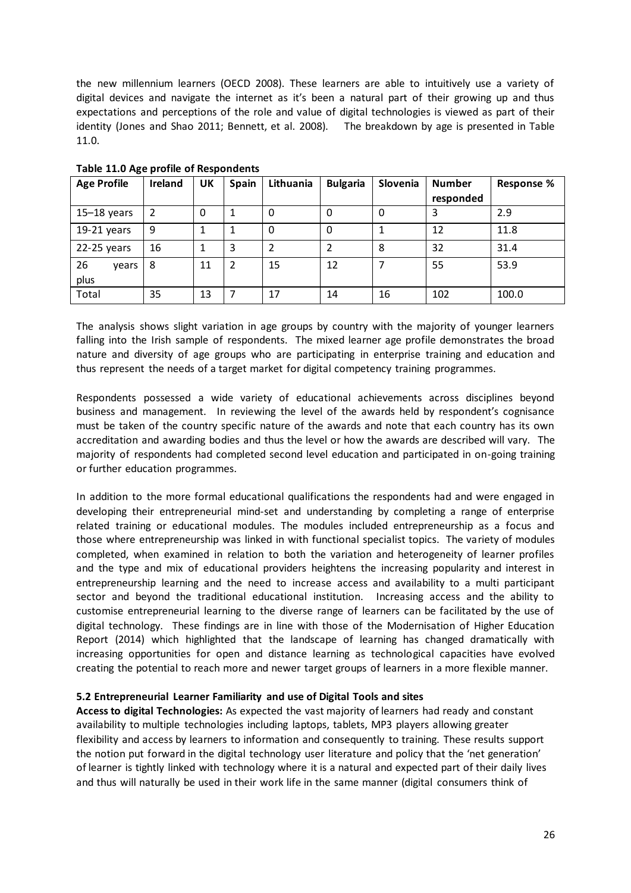the new millennium learners (OECD 2008). These learners are able to intuitively use a variety of digital devices and navigate the internet as it's been a natural part of their growing up and thus expectations and perceptions of the role and value of digital technologies is viewed as part of their identity (Jones and Shao 2011; Bennett, et al. 2008). The breakdown by age is presented in Table 11.0.

**Table 11.0 Age profile of Respondents**

| Age Profile | Ireland | UK | Spain | Lithuania | Bulgaria | Slovenia | Number responded | Response % |
|---|---|---|---|---|---|---|---|---|
| 15–18 years | 2 | 0 | 1 | 0 | 0 | 0 | 3 | 2.9 |
| 19-21 years | 9 | 1 | 1 | 0 | 0 | 1 | 12 | 11.8 |
| 22-25 years | 16 | 1 | 3 | 2 | 2 | 8 | 32 | 31.4 |
| 26 years plus | 8 | 11 | 2 | 15 | 12 | 7 | 55 | 53.9 |
| Total | 35 | 13 | 7 | 17 | 14 | 16 | 102 | 100.0 |

The analysis shows slight variation in age groups by country with the majority of younger learners falling into the Irish sample of respondents. The mixed learner age profile demonstrates the broad nature and diversity of age groups who are participating in enterprise training and education and thus represent the needs of a target market for digital competency training programmes.

Respondents possessed a wide variety of educational achievements across disciplines beyond business and management. In reviewing the level of the awards held by respondent's cognisance must be taken of the country specific nature of the awards and note that each country has its own accreditation and awarding bodies and thus the level or how the awards are described will vary. The majority of respondents had completed second level education and participated in on-going training or further education programmes.

In addition to the more formal educational qualifications the respondents had and were engaged in developing their entrepreneurial mind-set and understanding by completing a range of enterprise related training or educational modules. The modules included entrepreneurship as a focus and those where entrepreneurship was linked in with functional specialist topics. The variety of modules completed, when examined in relation to both the variation and heterogeneity of learner profiles and the type and mix of educational providers heightens the increasing popularity and interest in entrepreneurship learning and the need to increase access and availability to a multi participant sector and beyond the traditional educational institution. Increasing access and the ability to customise entrepreneurial learning to the diverse range of learners can be facilitated by the use of digital technology. These findings are in line with those of the Modernisation of Higher Education Report (2014) which highlighted that the landscape of learning has changed dramatically with increasing opportunities for open and distance learning as technological capacities have evolved creating the potential to reach more and newer target groups of learners in a more flexible manner.

### 5.2 Entrepreneurial Learner Familiarity and use of Digital Tools and sites

**Access to digital Technologies:** As expected the vast majority of learners had ready and constant availability to multiple technologies including laptops, tablets, MP3 players allowing greater flexibility and access by learners to information and consequently to training. These results support the notion put forward in the digital technology user literature and policy that the 'net generation' of learner is tightly linked with technology where it is a natural and expected part of their daily lives and thus will naturally be used in their work life in the same manner (digital consumers think of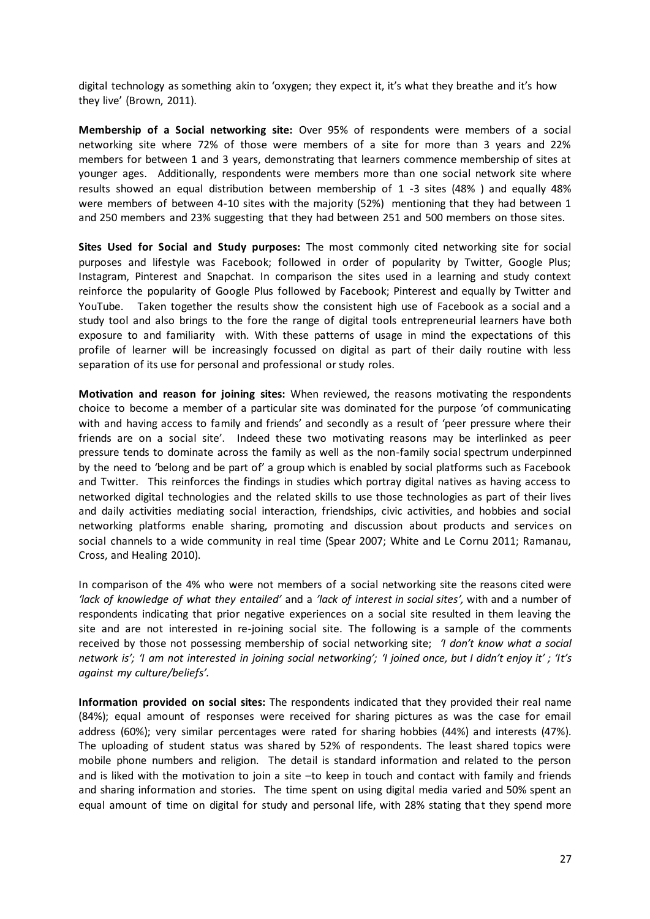digital technology as something akin to 'oxygen; they expect it, it's what they breathe and it's how they live' (Brown, 2011).

**Membership of a Social networking site:** Over 95% of respondents were members of a social networking site where 72% of those were members of a site for more than 3 years and 22% members for between 1 and 3 years, demonstrating that learners commence membership of sites at younger ages. Additionally, respondents were members more than one social network site where results showed an equal distribution between membership of 1 -3 sites (48% ) and equally 48% were members of between 4-10 sites with the majority (52%) mentioning that they had between 1 and 250 members and 23% suggesting that they had between 251 and 500 members on those sites.

**Sites Used for Social and Study purposes:** The most commonly cited networking site for social purposes and lifestyle was Facebook; followed in order of popularity by Twitter, Google Plus; Instagram, Pinterest and Snapchat. In comparison the sites used in a learning and study context reinforce the popularity of Google Plus followed by Facebook; Pinterest and equally by Twitter and YouTube. Taken together the results show the consistent high use of Facebook as a social and a study tool and also brings to the fore the range of digital tools entrepreneurial learners have both exposure to and familiarity with. With these patterns of usage in mind the expectations of this profile of learner will be increasingly focussed on digital as part of their daily routine with less separation of its use for personal and professional or study roles.

**Motivation and reason for joining sites:** When reviewed, the reasons motivating the respondents choice to become a member of a particular site was dominated for the purpose 'of communicating with and having access to family and friends' and secondly as a result of 'peer pressure where their friends are on a social site'. Indeed these two motivating reasons may be interlinked as peer pressure tends to dominate across the family as well as the non-family social spectrum underpinned by the need to 'belong and be part of' a group which is enabled by social platforms such as Facebook and Twitter. This reinforces the findings in studies which portray digital natives as having access to networked digital technologies and the related skills to use those technologies as part of their lives and daily activities mediating social interaction, friendships, civic activities, and hobbies and social networking platforms enable sharing, promoting and discussion about products and services on social channels to a wide community in real time (Spear 2007; White and Le Cornu 2011; Ramanau, Cross, and Healing 2010).

In comparison of the 4% who were not members of a social networking site the reasons cited were *'lack of knowledge of what they entailed'* and a *'lack of interest in social sites',* with and a number of respondents indicating that prior negative experiences on a social site resulted in them leaving the site and are not interested in re-joining social site. The following is a sample of the comments received by those not possessing membership of social networking site; *'I don't know what a social network is'; 'I am not interested in joining social networking'; 'I joined once, but I didn't enjoy it' ; 'It's against my culture/beliefs'.*

**Information provided on social sites:** The respondents indicated that they provided their real name (84%); equal amount of responses were received for sharing pictures as was the case for email address (60%); very similar percentages were rated for sharing hobbies (44%) and interests (47%). The uploading of student status was shared by 52% of respondents. The least shared topics were mobile phone numbers and religion. The detail is standard information and related to the person and is liked with the motivation to join a site –to keep in touch and contact with family and friends and sharing information and stories. The time spent on using digital media varied and 50% spent an equal amount of time on digital for study and personal life, with 28% stating that they spend more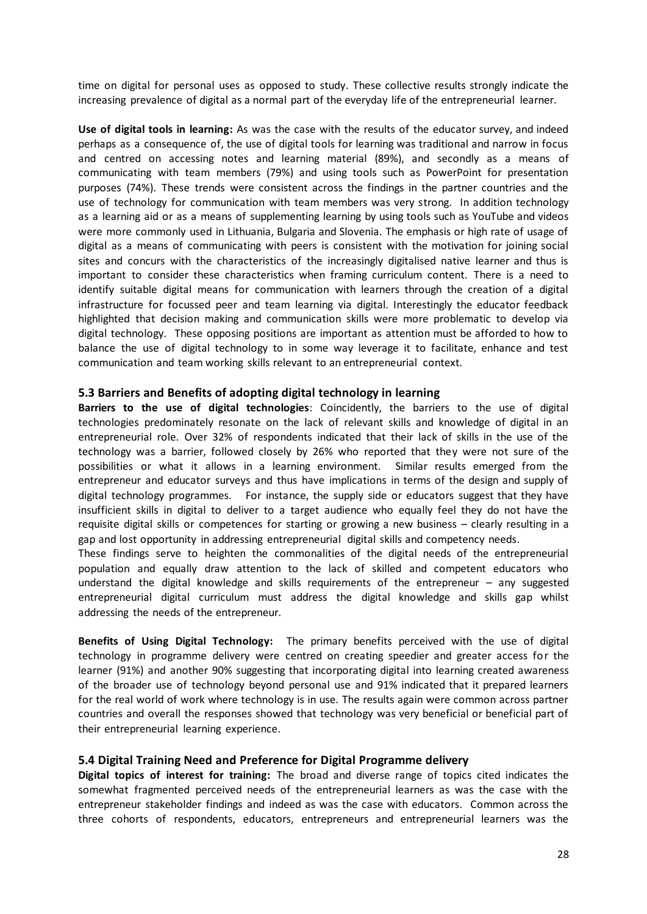time on digital for personal uses as opposed to study. These collective results strongly indicate the increasing prevalence of digital as a normal part of the everyday life of the entrepreneurial learner.

**Use of digital tools in learning:** As was the case with the results of the educator survey, and indeed perhaps as a consequence of, the use of digital tools for learning was traditional and narrow in focus and centred on accessing notes and learning material (89%), and secondly as a means of communicating with team members (79%) and using tools such as PowerPoint for presentation purposes (74%). These trends were consistent across the findings in the partner countries and the use of technology for communication with team members was very strong. In addition technology as a learning aid or as a means of supplementing learning by using tools such as YouTube and videos were more commonly used in Lithuania, Bulgaria and Slovenia. The emphasis or high rate of usage of digital as a means of communicating with peers is consistent with the motivation for joining social sites and concurs with the characteristics of the increasingly digitalised native learner and thus is important to consider these characteristics when framing curriculum content. There is a need to identify suitable digital means for communication with learners through the creation of a digital infrastructure for focussed peer and team learning via digital. Interestingly the educator feedback highlighted that decision making and communication skills were more problematic to develop via digital technology. These opposing positions are important as attention must be afforded to how to balance the use of digital technology to in some way leverage it to facilitate, enhance and test communication and team working skills relevant to an entrepreneurial context.

### 5.3 Barriers and Benefits of adopting digital technology in learning

**Barriers to the use of digital technologies**: Coincidently, the barriers to the use of digital technologies predominately resonate on the lack of relevant skills and knowledge of digital in an entrepreneurial role. Over 32% of respondents indicated that their lack of skills in the use of the technology was a barrier, followed closely by 26% who reported that they were not sure of the possibilities or what it allows in a learning environment. Similar results emerged from the entrepreneur and educator surveys and thus have implications in terms of the design and supply of digital technology programmes. For instance, the supply side or educators suggest that they have insufficient skills in digital to deliver to a target audience who equally feel they do not have the requisite digital skills or competences for starting or growing a new business – clearly resulting in a gap and lost opportunity in addressing entrepreneurial digital skills and competency needs.

These findings serve to heighten the commonalities of the digital needs of the entrepreneurial population and equally draw attention to the lack of skilled and competent educators who understand the digital knowledge and skills requirements of the entrepreneur – any suggested entrepreneurial digital curriculum must address the digital knowledge and skills gap whilst addressing the needs of the entrepreneur.

**Benefits of Using Digital Technology:** The primary benefits perceived with the use of digital technology in programme delivery were centred on creating speedier and greater access for the learner (91%) and another 90% suggesting that incorporating digital into learning created awareness of the broader use of technology beyond personal use and 91% indicated that it prepared learners for the real world of work where technology is in use. The results again were common across partner countries and overall the responses showed that technology was very beneficial or beneficial part of their entrepreneurial learning experience.

### 5.4 Digital Training Need and Preference for Digital Programme delivery

**Digital topics of interest for training:** The broad and diverse range of topics cited indicates the somewhat fragmented perceived needs of the entrepreneurial learners as was the case with the entrepreneur stakeholder findings and indeed as was the case with educators. Common across the three cohorts of respondents, educators, entrepreneurs and entrepreneurial learners was the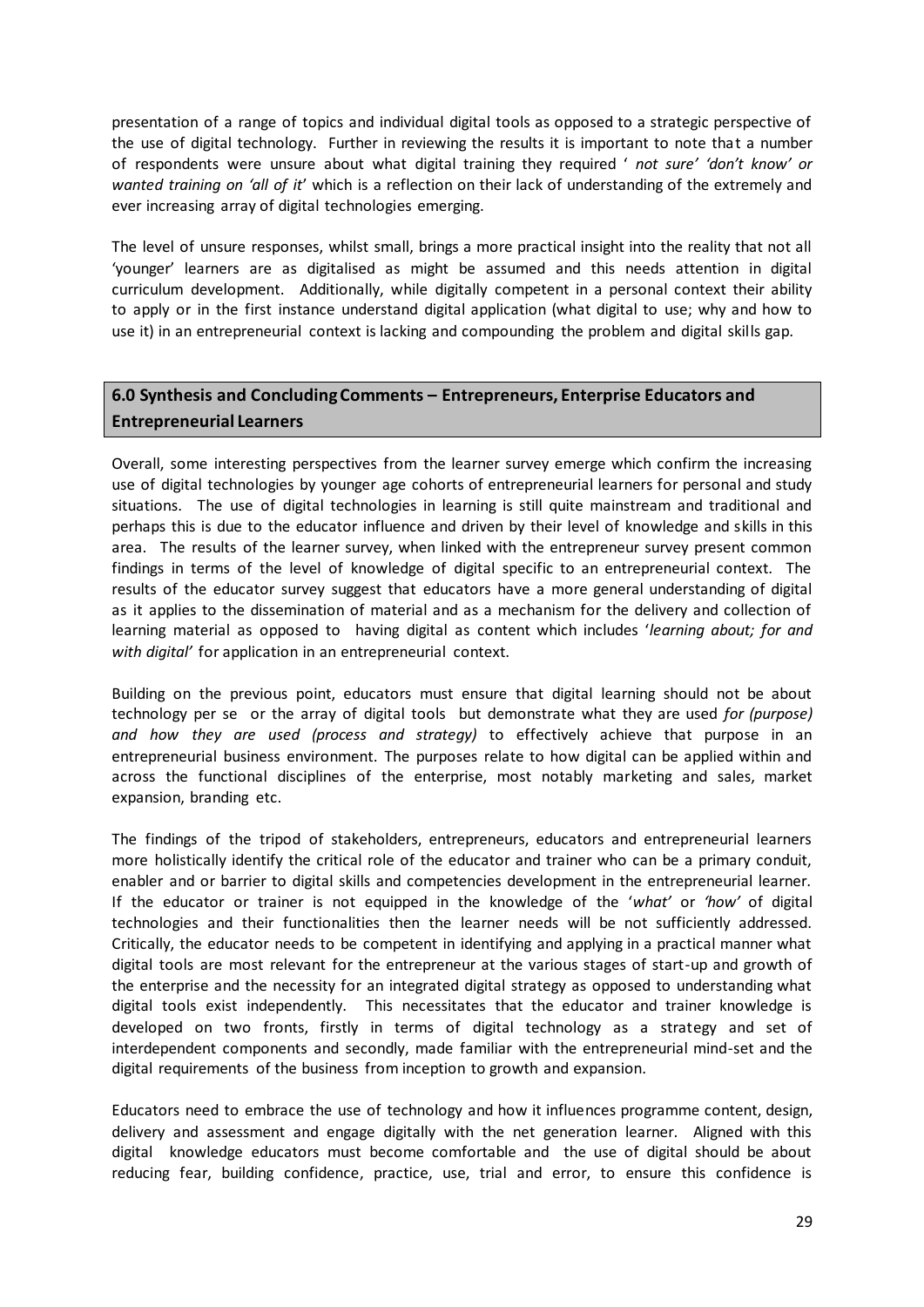presentation of a range of topics and individual digital tools as opposed to a strategic perspective of the use of digital technology. Further in reviewing the results it is important to note that a number of respondents were unsure about what digital training they required ' *not sure' 'don't know' or wanted training on 'all of it*' which is a reflection on their lack of understanding of the extremely and ever increasing array of digital technologies emerging.

The level of unsure responses, whilst small, brings a more practical insight into the reality that not all 'younger' learners are as digitalised as might be assumed and this needs attention in digital curriculum development. Additionally, while digitally competent in a personal context their ability to apply or in the first instance understand digital application (what digital to use; why and how to use it) in an entrepreneurial context is lacking and compounding the problem and digital skills gap.

## 6.0 Synthesis and Concluding Comments – Entrepreneurs, Enterprise Educators and Entrepreneurial Learners

Overall, some interesting perspectives from the learner survey emerge which confirm the increasing use of digital technologies by younger age cohorts of entrepreneurial learners for personal and study situations. The use of digital technologies in learning is still quite mainstream and traditional and perhaps this is due to the educator influence and driven by their level of knowledge and skills in this area. The results of the learner survey, when linked with the entrepreneur survey present common findings in terms of the level of knowledge of digital specific to an entrepreneurial context. The results of the educator survey suggest that educators have a more general understanding of digital as it applies to the dissemination of material and as a mechanism for the delivery and collection of learning material as opposed to having digital as content which includes '*learning about; for and with digital'* for application in an entrepreneurial context.

Building on the previous point, educators must ensure that digital learning should not be about technology per se or the array of digital tools but demonstrate what they are used *for (purpose) and how they are used (process and strategy)* to effectively achieve that purpose in an entrepreneurial business environment. The purposes relate to how digital can be applied within and across the functional disciplines of the enterprise, most notably marketing and sales, market expansion, branding etc.

The findings of the tripod of stakeholders, entrepreneurs, educators and entrepreneurial learners more holistically identify the critical role of the educator and trainer who can be a primary conduit, enabler and or barrier to digital skills and competencies development in the entrepreneurial learner. If the educator or trainer is not equipped in the knowledge of the '*what'* or *'how'* of digital technologies and their functionalities then the learner needs will be not sufficiently addressed. Critically, the educator needs to be competent in identifying and applying in a practical manner what digital tools are most relevant for the entrepreneur at the various stages of start-up and growth of the enterprise and the necessity for an integrated digital strategy as opposed to understanding what digital tools exist independently. This necessitates that the educator and trainer knowledge is developed on two fronts, firstly in terms of digital technology as a strategy and set of interdependent components and secondly, made familiar with the entrepreneurial mind-set and the digital requirements of the business from inception to growth and expansion.

Educators need to embrace the use of technology and how it influences programme content, design, delivery and assessment and engage digitally with the net generation learner. Aligned with this digital knowledge educators must become comfortable and the use of digital should be about reducing fear, building confidence, practice, use, trial and error, to ensure this confidence is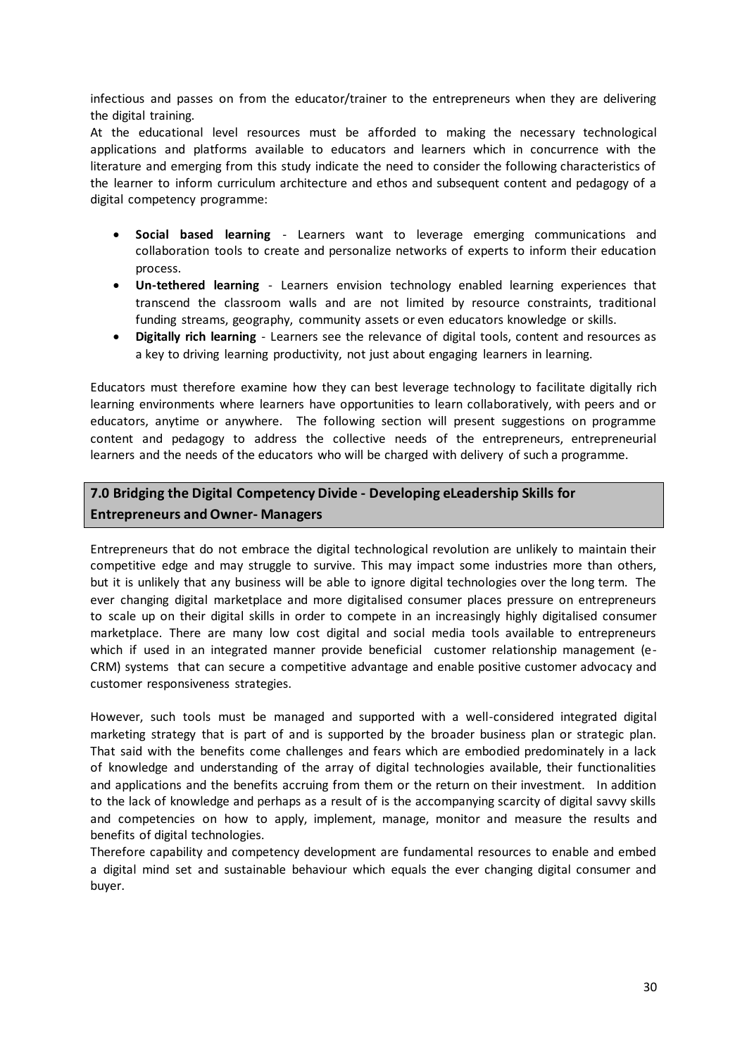infectious and passes on from the educator/trainer to the entrepreneurs when they are delivering the digital training.

At the educational level resources must be afforded to making the necessary technological applications and platforms available to educators and learners which in concurrence with the literature and emerging from this study indicate the need to consider the following characteristics of the learner to inform curriculum architecture and ethos and subsequent content and pedagogy of a digital competency programme:

- **Social based learning** - Learners want to leverage emerging communications and collaboration tools to create and personalize networks of experts to inform their education process.
- **Un-tethered learning** - Learners envision technology enabled learning experiences that transcend the classroom walls and are not limited by resource constraints, traditional funding streams, geography, community assets or even educators knowledge or skills.
- **Digitally rich learning** - Learners see the relevance of digital tools, content and resources as a key to driving learning productivity, not just about engaging learners in learning.

Educators must therefore examine how they can best leverage technology to facilitate digitally rich learning environments where learners have opportunities to learn collaboratively, with peers and or educators, anytime or anywhere. The following section will present suggestions on programme content and pedagogy to address the collective needs of the entrepreneurs, entrepreneurial learners and the needs of the educators who will be charged with delivery of such a programme.

## 7.0 Bridging the Digital Competency Divide - Developing eLeadership Skills for Entrepreneurs and Owner- Managers

Entrepreneurs that do not embrace the digital technological revolution are unlikely to maintain their competitive edge and may struggle to survive. This may impact some industries more than others, but it is unlikely that any business will be able to ignore digital technologies over the long term. The ever changing digital marketplace and more digitalised consumer places pressure on entrepreneurs to scale up on their digital skills in order to compete in an increasingly highly digitalised consumer marketplace. There are many low cost digital and social media tools available to entrepreneurs which if used in an integrated manner provide beneficial customer relationship management (e-CRM) systems that can secure a competitive advantage and enable positive customer advocacy and customer responsiveness strategies.

However, such tools must be managed and supported with a well-considered integrated digital marketing strategy that is part of and is supported by the broader business plan or strategic plan. That said with the benefits come challenges and fears which are embodied predominately in a lack of knowledge and understanding of the array of digital technologies available, their functionalities and applications and the benefits accruing from them or the return on their investment. In addition to the lack of knowledge and perhaps as a result of is the accompanying scarcity of digital savvy skills and competencies on how to apply, implement, manage, monitor and measure the results and benefits of digital technologies.

Therefore capability and competency development are fundamental resources to enable and embed a digital mind set and sustainable behaviour which equals the ever changing digital consumer and buyer.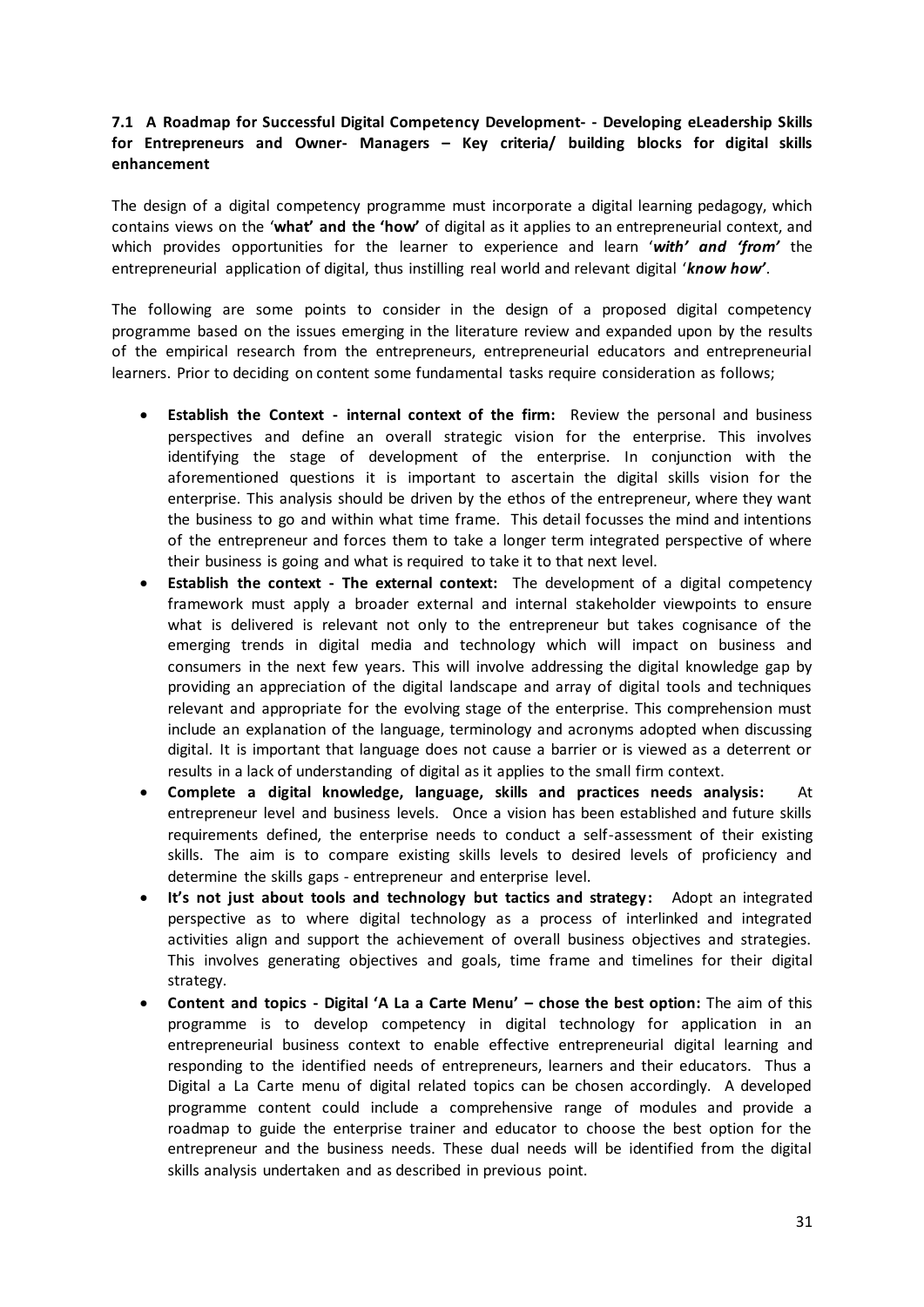### 7.1 A Roadmap for Successful Digital Competency Development- - Developing eLeadership Skills for Entrepreneurs and Owner- Managers – Key criteria/ building blocks for digital skills enhancement

The design of a digital competency programme must incorporate a digital learning pedagogy, which contains views on the '**what' and the 'how'** of digital as it applies to an entrepreneurial context, and which provides opportunities for the learner to experience and learn '***with' and 'from'*** the entrepreneurial application of digital, thus instilling real world and relevant digital '***know how'***.

The following are some points to consider in the design of a proposed digital competency programme based on the issues emerging in the literature review and expanded upon by the results of the empirical research from the entrepreneurs, entrepreneurial educators and entrepreneurial learners. Prior to deciding on content some fundamental tasks require consideration as follows;

- **Establish the Context - internal context of the firm:** Review the personal and business perspectives and define an overall strategic vision for the enterprise. This involves identifying the stage of development of the enterprise. In conjunction with the aforementioned questions it is important to ascertain the digital skills vision for the enterprise. This analysis should be driven by the ethos of the entrepreneur, where they want the business to go and within what time frame. This detail focusses the mind and intentions of the entrepreneur and forces them to take a longer term integrated perspective of where their business is going and what is required to take it to that next level.
- **Establish the context - The external context:** The development of a digital competency framework must apply a broader external and internal stakeholder viewpoints to ensure what is delivered is relevant not only to the entrepreneur but takes cognisance of the emerging trends in digital media and technology which will impact on business and consumers in the next few years. This will involve addressing the digital knowledge gap by providing an appreciation of the digital landscape and array of digital tools and techniques relevant and appropriate for the evolving stage of the enterprise. This comprehension must include an explanation of the language, terminology and acronyms adopted when discussing digital. It is important that language does not cause a barrier or is viewed as a deterrent or results in a lack of understanding of digital as it applies to the small firm context.
- **Complete a digital knowledge, language, skills and practices needs analysis:** At entrepreneur level and business levels. Once a vision has been established and future skills requirements defined, the enterprise needs to conduct a self-assessment of their existing skills. The aim is to compare existing skills levels to desired levels of proficiency and determine the skills gaps - entrepreneur and enterprise level.
- **It's not just about tools and technology but tactics and strategy:** Adopt an integrated perspective as to where digital technology as a process of interlinked and integrated activities align and support the achievement of overall business objectives and strategies. This involves generating objectives and goals, time frame and timelines for their digital strategy.
- **Content and topics - Digital 'A La a Carte Menu' – chose the best option:** The aim of this programme is to develop competency in digital technology for application in an entrepreneurial business context to enable effective entrepreneurial digital learning and responding to the identified needs of entrepreneurs, learners and their educators. Thus a Digital a La Carte menu of digital related topics can be chosen accordingly. A developed programme content could include a comprehensive range of modules and provide a roadmap to guide the enterprise trainer and educator to choose the best option for the entrepreneur and the business needs. These dual needs will be identified from the digital skills analysis undertaken and as described in previous point.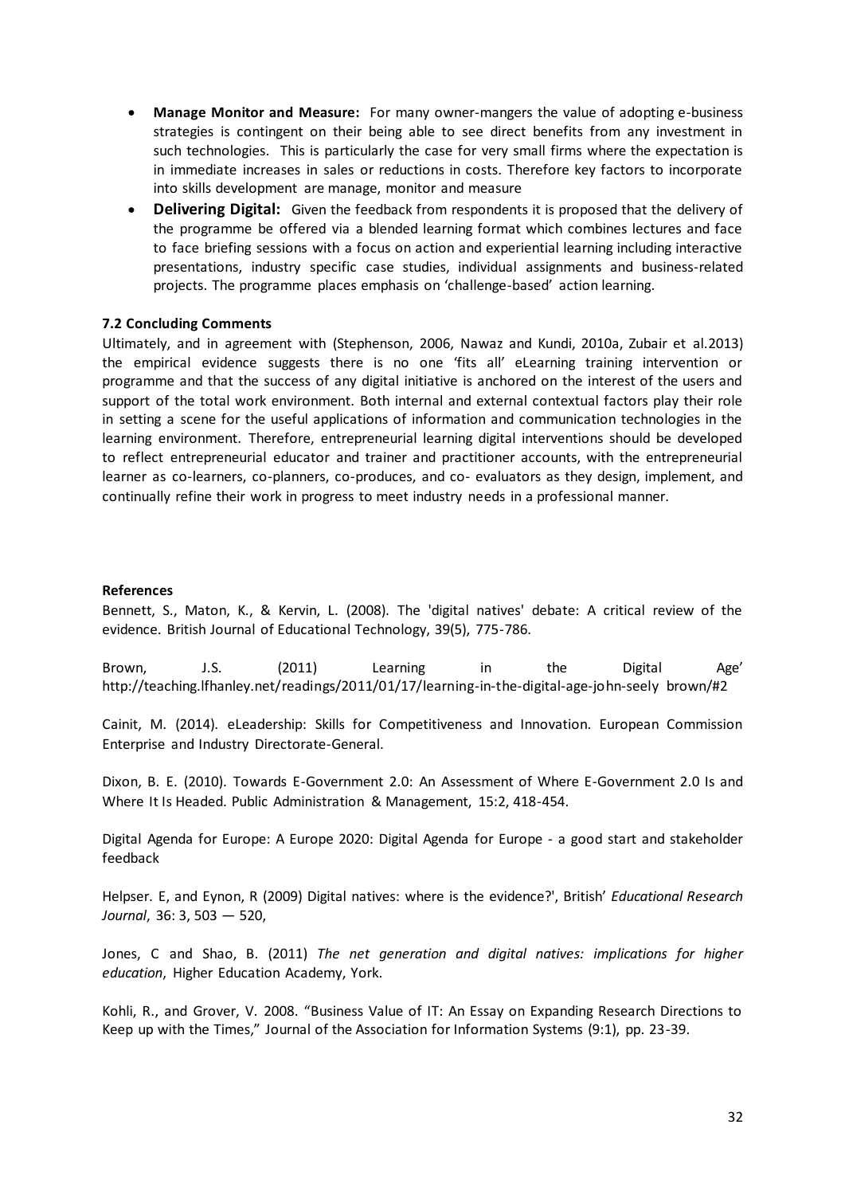- **Manage Monitor and Measure:** For many owner-mangers the value of adopting e-business strategies is contingent on their being able to see direct benefits from any investment in such technologies. This is particularly the case for very small firms where the expectation is in immediate increases in sales or reductions in costs. Therefore key factors to incorporate into skills development are manage, monitor and measure
- **Delivering Digital:** Given the feedback from respondents it is proposed that the delivery of the programme be offered via a blended learning format which combines lectures and face to face briefing sessions with a focus on action and experiential learning including interactive presentations, industry specific case studies, individual assignments and business-related projects. The programme places emphasis on 'challenge-based' action learning.

### 7.2 Concluding Comments

Ultimately, and in agreement with (Stephenson, 2006, Nawaz and Kundi, 2010a, Zubair et al.2013) the empirical evidence suggests there is no one 'fits all' eLearning training intervention or programme and that the success of any digital initiative is anchored on the interest of the users and support of the total work environment. Both internal and external contextual factors play their role in setting a scene for the useful applications of information and communication technologies in the learning environment. Therefore, entrepreneurial learning digital interventions should be developed to reflect entrepreneurial educator and trainer and practitioner accounts, with the entrepreneurial learner as co-learners, co-planners, co-produces, and co- evaluators as they design, implement, and continually refine their work in progress to meet industry needs in a professional manner.

### References

Bennett, S., Maton, K., & Kervin, L. (2008). The 'digital natives' debate: A critical review of the evidence. British Journal of Educational Technology, 39(5), 775-786.

Brown, J.S. (2011) Learning in the Digital Age' http://teaching.lfhanley.net/readings/2011/01/17/learning-in-the-digital-age-john-seely brown/#2

Cainit, M. (2014). eLeadership: Skills for Competitiveness and Innovation. European Commission Enterprise and Industry Directorate-General.

Dixon, B. E. (2010). Towards E-Government 2.0: An Assessment of Where E-Government 2.0 Is and Where It Is Headed. Public Administration & Management, 15:2, 418-454.

Digital Agenda for Europe: A Europe 2020: Digital Agenda for Europe - a good start and stakeholder feedback

Helpser. E, and Eynon, R (2009) Digital natives: where is the evidence?', British' *Educational Research Journal*, 36: 3, 503 — 520,

Jones, C and Shao, B. (2011) *The net generation and digital natives: implications for higher education*, Higher Education Academy, York.

Kohli, R., and Grover, V. 2008. "Business Value of IT: An Essay on Expanding Research Directions to Keep up with the Times," Journal of the Association for Information Systems (9:1), pp. 23-39.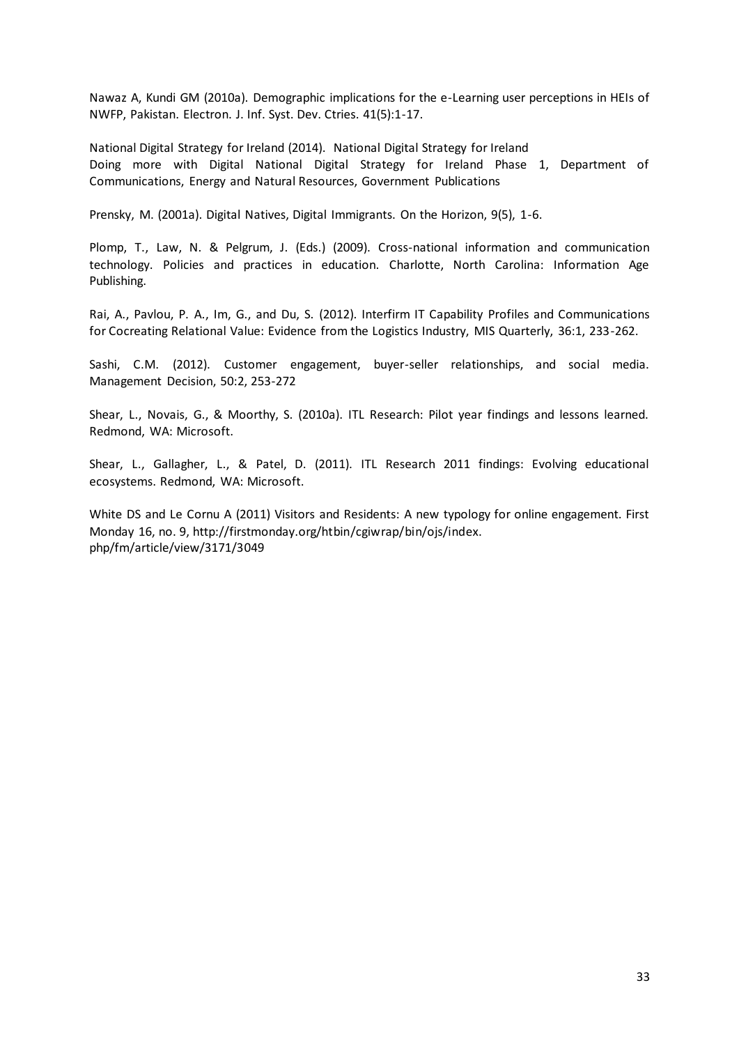Nawaz A, Kundi GM (2010a). Demographic implications for the e-Learning user perceptions in HEIs of NWFP, Pakistan. Electron. J. Inf. Syst. Dev. Ctries. 41(5):1-17.

National Digital Strategy for Ireland (2014). National Digital Strategy for Ireland
Doing more with Digital National Digital Strategy for Ireland Phase 1, Department of Communications, Energy and Natural Resources, Government Publications

Prensky, M. (2001a). Digital Natives, Digital Immigrants. On the Horizon, 9(5), 1-6.

Plomp, T., Law, N. & Pelgrum, J. (Eds.) (2009). Cross-national information and communication technology. Policies and practices in education. Charlotte, North Carolina: Information Age Publishing.

Rai, A., Pavlou, P. A., Im, G., and Du, S. (2012). Interfirm IT Capability Profiles and Communications for Cocreating Relational Value: Evidence from the Logistics Industry, MIS Quarterly, 36:1, 233-262.

Sashi, C.M. (2012). Customer engagement, buyer-seller relationships, and social media. Management Decision, 50:2, 253-272

Shear, L., Novais, G., & Moorthy, S. (2010a). ITL Research: Pilot year findings and lessons learned. Redmond, WA: Microsoft.

Shear, L., Gallagher, L., & Patel, D. (2011). ITL Research 2011 findings: Evolving educational ecosystems. Redmond, WA: Microsoft.

White DS and Le Cornu A (2011) Visitors and Residents: A new typology for online engagement. First Monday 16, no. 9, http://firstmonday.org/htbin/cgiwrap/bin/ojs/index.
php/fm/article/view/3171/3049